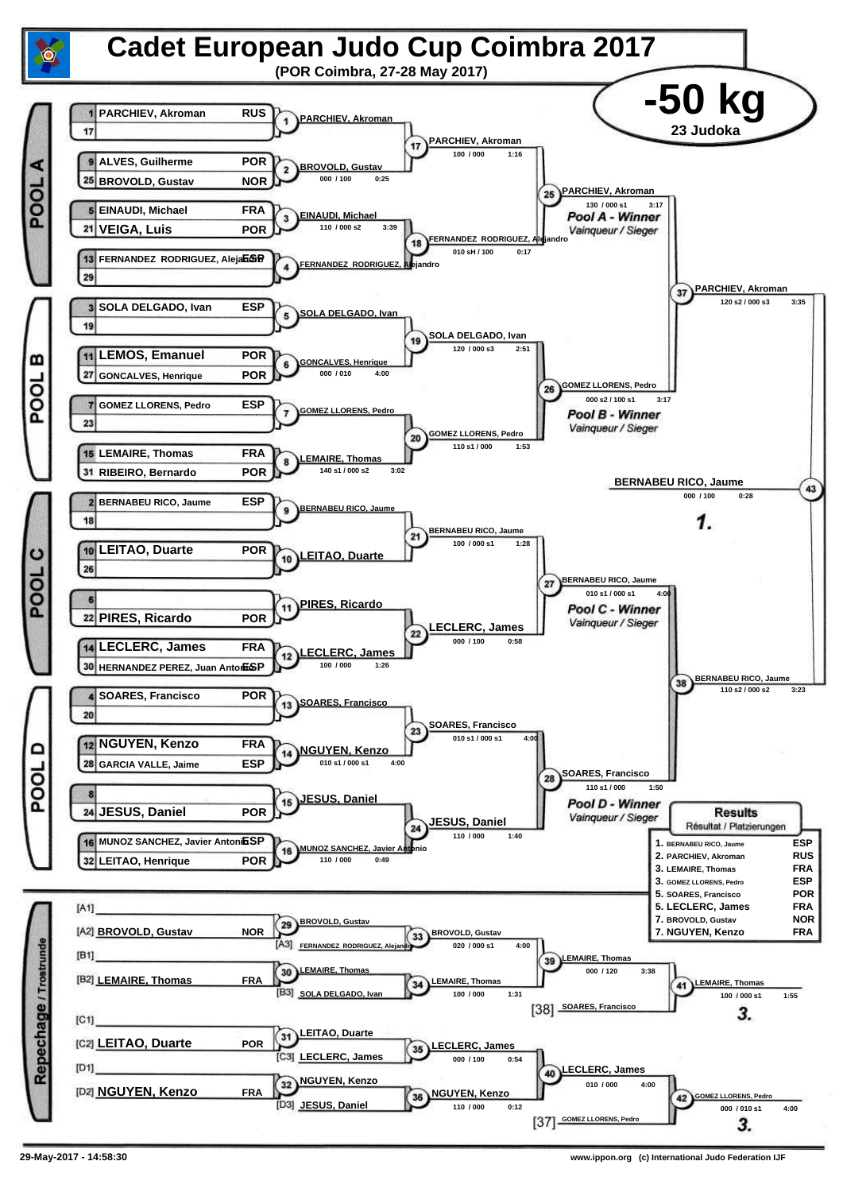# Cadet European Judo Cup Coimbra 2017

**(POR Coimbra, 27-28 May 2017)**

## -50 kg

23 Judoka

### POOL A

| Seed | Name | Nation |
|---|---|---|
| 1 | PARCHIEV, Akroman | RUS |
| 17 | | |
| 9 | ALVES, Guilherme | POR |
| 25 | BROVOLD, Gustav | NOR |
| 5 | EINAUDI, Michael | FRA |
| 21 | VEIGA, Luis | POR |
| 13 | FERNANDEZ RODRIGUEZ, Alejandro | ESP |
| 29 | | |

- 1: PARCHIEV, Akroman
- 2: BROVOLD, Gustav — 000 / 100 — 0:25
- 3: EINAUDI, Michael — 110 / 000 s2 — 3:39
- 4: FERNANDEZ RODRIGUEZ, Alejandro
- 17: PARCHIEV, Akroman — 100 / 000 — 1:16
- 18: FERNANDEZ RODRIGUEZ, Alejandro — 010 sH / 100 — 0:17
- 25: PARCHIEV, Akroman — 130 / 000 s1 — 3:17 — *Pool A - Winner* / Vainqueur / Sieger

### POOL B

| Seed | Name | Nation |
|---|---|---|
| 3 | SOLA DELGADO, Ivan | ESP |
| 19 | | |
| 11 | LEMOS, Emanuel | POR |
| 27 | GONCALVES, Henrique | POR |
| 7 | GOMEZ LLORENS, Pedro | ESP |
| 23 | | |
| 15 | LEMAIRE, Thomas | FRA |
| 31 | RIBEIRO, Bernardo | POR |

- 5: SOLA DELGADO, Ivan
- 6: GONCALVES, Henrique — 000 / 010 — 4:00
- 7: GOMEZ LLORENS, Pedro
- 8: LEMAIRE, Thomas — 140 s1 / 000 s2 — 3:02
- 19: SOLA DELGADO, Ivan — 120 / 000 s3 — 2:51
- 20: GOMEZ LLORENS, Pedro — 110 s1 / 000 — 1:53
- 26: GOMEZ LLORENS, Pedro — 000 s2 / 100 s1 — 3:17 — *Pool B - Winner* / Vainqueur / Sieger

- 37: PARCHIEV, Akroman — 120 s2 / 000 s3 — 3:35

### POOL C

| Seed | Name | Nation |
|---|---|---|
| 2 | BERNABEU RICO, Jaume | ESP |
| 18 | | |
| 10 | LEITAO, Duarte | POR |
| 26 | | |
| 6 | | |
| 22 | PIRES, Ricardo | POR |
| 14 | LECLERC, James | FRA |
| 30 | HERNANDEZ PEREZ, Juan Antonio | ESP |

- 9: BERNABEU RICO, Jaume
- 10: LEITAO, Duarte
- 11: PIRES, Ricardo
- 12: LECLERC, James — 100 / 000 — 1:26
- 21: BERNABEU RICO, Jaume — 100 / 000 s1 — 1:28
- 22: LECLERC, James — 000 / 100 — 0:58
- 27: BERNABEU RICO, Jaume — 010 s1 / 000 s1 — 4:00 — *Pool C - Winner* / Vainqueur / Sieger

### POOL D

| Seed | Name | Nation |
|---|---|---|
| 4 | SOARES, Francisco | POR |
| 20 | | |
| 12 | NGUYEN, Kenzo | FRA |
| 28 | GARCIA VALLE, Jaime | ESP |
| 8 | | |
| 24 | JESUS, Daniel | POR |
| 16 | MUNOZ SANCHEZ, Javier Antonio | ESP |
| 32 | LEITAO, Henrique | POR |

- 13: SOARES, Francisco
- 14: NGUYEN, Kenzo — 010 s1 / 000 s1 — 4:00
- 15: JESUS, Daniel
- 16: MUNOZ SANCHEZ, Javier Antonio — 110 / 000 — 0:49
- 23: SOARES, Francisco — 010 s1 / 000 s1 — 4:00
- 24: JESUS, Daniel — 110 / 000 — 1:40
- 28: SOARES, Francisco — 110 s1 / 000 — 1:50 — *Pool D - Winner* / Vainqueur / Sieger

- 38: BERNABEU RICO, Jaume — 110 s2 / 000 s2 — 3:23

### Final

- 43: BERNABEU RICO, Jaume — 000 / 100 — 0:28 — **1.**

### Repechage / Trostrunde

- [A1]
- [A2] BROVOLD, Gustav — NOR
- 29: BROVOLD, Gustav
- [A3] FERNANDEZ RODRIGUEZ, Alejandro
- 33: BROVOLD, Gustav — 020 / 000 s1 — 4:00
- [B1]
- [B2] LEMAIRE, Thomas — FRA
- 30: LEMAIRE, Thomas
- [B3] SOLA DELGADO, Ivan
- 34: LEMAIRE, Thomas — 100 / 000 — 1:31
- 39: LEMAIRE, Thomas — 000 / 120 — 3:38
- [38] SOARES, Francisco
- 41: LEMAIRE, Thomas — 100 / 000 s1 — 1:55 — **3.**
- [C1]
- [C2] LEITAO, Duarte — POR
- 31: LEITAO, Duarte
- [C3] LECLERC, James
- 35: LECLERC, James — 000 / 100 — 0:54
- [D1]
- [D2] NGUYEN, Kenzo — FRA
- 32: NGUYEN, Kenzo
- [D3] JESUS, Daniel
- 36: NGUYEN, Kenzo — 110 / 000 — 0:12
- 40: LECLERC, James — 010 / 000 — 4:00
- [37] GOMEZ LLORENS, Pedro
- 42: GOMEZ LLORENS, Pedro — 000 / 010 s1 — 4:00 — **3.**

### Results

Résultat / Platzierungen

| Place | Name | Nation |
|---|---|---|
| 1. | BERNABEU RICO, Jaume | ESP |
| 2. | PARCHIEV, Akroman | RUS |
| 3. | LEMAIRE, Thomas | FRA |
| 3. | GOMEZ LLORENS, Pedro | ESP |
| 5. | SOARES, Francisco | POR |
| 5. | LECLERC, James | FRA |
| 7. | BROVOLD, Gustav | NOR |
| 7. | NGUYEN, Kenzo | FRA |

29-May-2017 - 14:58:30

www.ippon.org (c) International Judo Federation IJF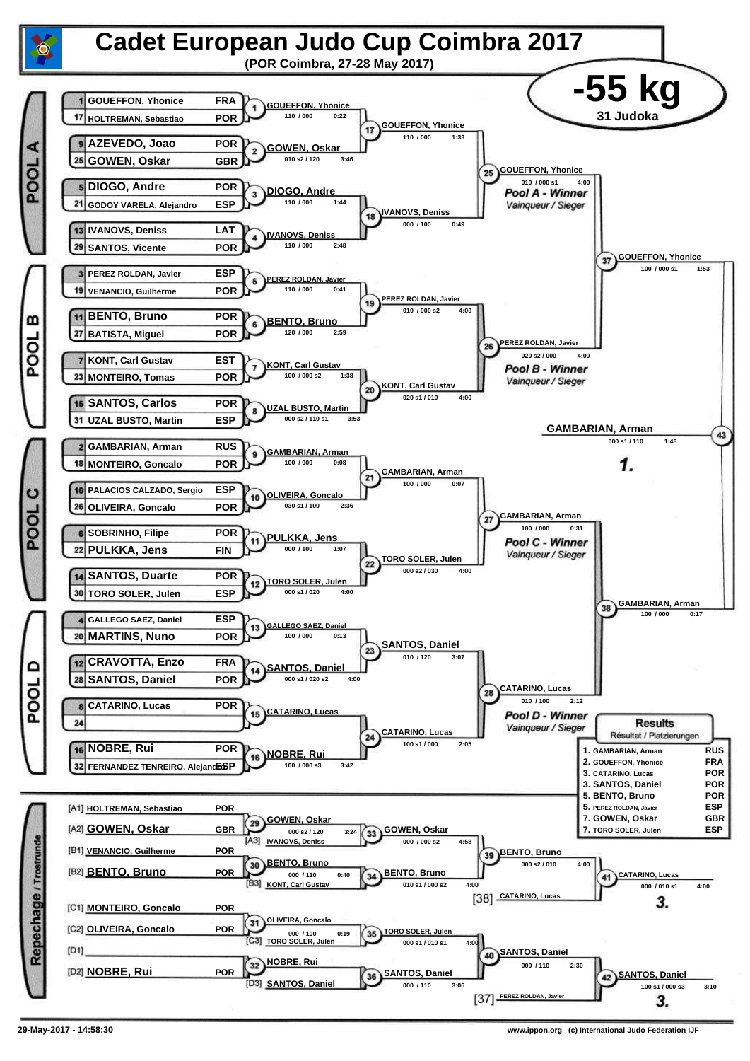# Cadet European Judo Cup Coimbra 2017

**(POR Coimbra, 27-28 May 2017)**

## -55 kg

**31 Judoka**

## POOL A

| Seed | Name | Nation |
|---|---|---|
| 1 | GOUEFFON, Yhonice | FRA |
| 17 | HOLTREMAN, Sebastiao | POR |
| 9 | AZEVEDO, Joao | POR |
| 25 | GOWEN, Oskar | GBR |
| 5 | DIOGO, Andre | POR |
| 21 | GODOY VARELA, Alejandro | ESP |
| 13 | IVANOVS, Deniss | LAT |
| 29 | SANTOS, Vicente | POR |

- 1: GOUEFFON, Yhonice — 110 / 000 — 0:22
- 2: GOWEN, Oskar — 010 s2 / 120 — 3:46
- 3: DIOGO, Andre — 110 / 000 — 1:44
- 4: IVANOVS, Deniss — 110 / 000 — 2:48
- 17: GOUEFFON, Yhonice — 110 / 000 — 1:33
- 18: IVANOVS, Deniss — 000 / 100 — 0:49
- 25: GOUEFFON, Yhonice — 010 / 000 s1 — 4:00 — *Pool A - Winner / Vainqueur / Sieger*

## POOL B

| Seed | Name | Nation |
|---|---|---|
| 3 | PEREZ ROLDAN, Javier | ESP |
| 19 | VENANCIO, Guilherme | POR |
| 11 | BENTO, Bruno | POR |
| 27 | BATISTA, Miguel | POR |
| 7 | KONT, Carl Gustav | EST |
| 23 | MONTEIRO, Tomas | POR |
| 15 | SANTOS, Carlos | POR |
| 31 | UZAL BUSTO, Martin | ESP |

- 5: PEREZ ROLDAN, Javier — 110 / 000 — 0:41
- 6: BENTO, Bruno — 120 / 000 — 2:59
- 7: KONT, Carl Gustav — 100 / 000 s2 — 1:38
- 8: UZAL BUSTO, Martin — 000 s2 / 110 s1 — 3:53
- 19: PEREZ ROLDAN, Javier — 010 / 000 s2 — 4:00
- 20: KONT, Carl Gustav — 020 s1 / 010 — 4:00
- 26: PEREZ ROLDAN, Javier — 020 s2 / 000 — 4:00 — *Pool B - Winner / Vainqueur / Sieger*

## POOL C

| Seed | Name | Nation |
|---|---|---|
| 2 | GAMBARIAN, Arman | RUS |
| 18 | MONTEIRO, Goncalo | POR |
| 10 | PALACIOS CALZADO, Sergio | ESP |
| 26 | OLIVEIRA, Goncalo | POR |
| 6 | SOBRINHO, Filipe | POR |
| 22 | PULKKA, Jens | FIN |
| 14 | SANTOS, Duarte | POR |
| 30 | TORO SOLER, Julen | ESP |

- 9: GAMBARIAN, Arman — 100 / 000 — 0:08
- 10: OLIVEIRA, Goncalo — 030 s1 / 100 — 2:36
- 11: PULKKA, Jens — 000 / 100 — 1:07
- 12: TORO SOLER, Julen — 000 s1 / 020 — 4:00
- 21: GAMBARIAN, Arman — 100 / 000 — 0:07
- 22: TORO SOLER, Julen — 000 s2 / 030 — 4:00
- 27: GAMBARIAN, Arman — 100 / 000 — 0:31 — *Pool C - Winner / Vainqueur / Sieger*

## POOL D

| Seed | Name | Nation |
|---|---|---|
| 4 | GALLEGO SAEZ, Daniel | ESP |
| 20 | MARTINS, Nuno | POR |
| 12 | CRAVOTTA, Enzo | FRA |
| 28 | SANTOS, Daniel | POR |
| 8 | CATARINO, Lucas | POR |
| 24 | | |
| 16 | NOBRE, Rui | POR |
| 32 | FERNANDEZ TENREIRO, Alejandro | ESP |

- 13: GALLEGO SAEZ, Daniel — 100 / 000 — 0:13
- 14: SANTOS, Daniel — 000 s1 / 020 s2 — 4:00
- 15: CATARINO, Lucas
- 16: NOBRE, Rui — 100 / 000 s3 — 3:42
- 23: SANTOS, Daniel — 010 / 120 — 3:07
- 24: CATARINO, Lucas — 100 s1 / 000 — 2:05
- 28: CATARINO, Lucas — 010 / 100 — 2:12 — *Pool D - Winner / Vainqueur / Sieger*

## Final Block

- 37: GOUEFFON, Yhonice — 100 / 000 s1 — 1:53
- 38: GAMBARIAN, Arman — 100 / 000 — 0:17
- 43: GAMBARIAN, Arman — 000 s1 / 110 — 1:48 — **1.**

## Repechage / Trostrunde

| Slot | Name | Nation |
|---|---|---|
| [A1] | HOLTREMAN, Sebastiao | POR |
| [A2] | GOWEN, Oskar | GBR |
| [B1] | VENANCIO, Guilherme | POR |
| [B2] | BENTO, Bruno | POR |
| [C1] | MONTEIRO, Goncalo | POR |
| [C2] | OLIVEIRA, Goncalo | POR |
| [D1] | | |
| [D2] | NOBRE, Rui | POR |

- 29: GOWEN, Oskar — 000 s2 / 120 — 3:24
- 30: BENTO, Bruno — 000 / 110 — 0:40
- 31: OLIVEIRA, Goncalo — 000 / 100 — 0:19
- 32: NOBRE, Rui
- 33: GOWEN, Oskar vs [A3] IVANOVS, Deniss — 000 / 000 s2 — 4:58
- 34: BENTO, Bruno vs [B3] KONT, Carl Gustav — 010 s1 / 000 s2 — 4:00
- 35: TORO SOLER, Julen vs [C3] TORO SOLER, Julen — 000 s1 / 010 s1 — 4:00
- 36: SANTOS, Daniel vs [D3] SANTOS, Daniel — 000 / 110 — 3:06
- 39: BENTO, Bruno — 000 s2 / 010 — 4:00
- 40: SANTOS, Daniel — 000 / 110 — 2:30
- 41: CATARINO, Lucas vs [38] CATARINO, Lucas — 000 / 010 s1 — 4:00 — **3.**
- 42: SANTOS, Daniel vs [37] PEREZ ROLDAN, Javier — 100 s1 / 000 s3 — 3:10 — **3.**

## Results / Résultat / Platzierungen

| Place | Name | Nation |
|---|---|---|
| 1. | GAMBARIAN, Arman | RUS |
| 2. | GOUEFFON, Yhonice | FRA |
| 3. | CATARINO, Lucas | POR |
| 3. | SANTOS, Daniel | POR |
| 5. | BENTO, Bruno | POR |
| 5. | PEREZ ROLDAN, Javier | ESP |
| 7. | GOWEN, Oskar | GBR |
| 7. | TORO SOLER, Julen | ESP |

29-May-2017 - 14:58:30

www.ippon.org (c) International Judo Federation IJF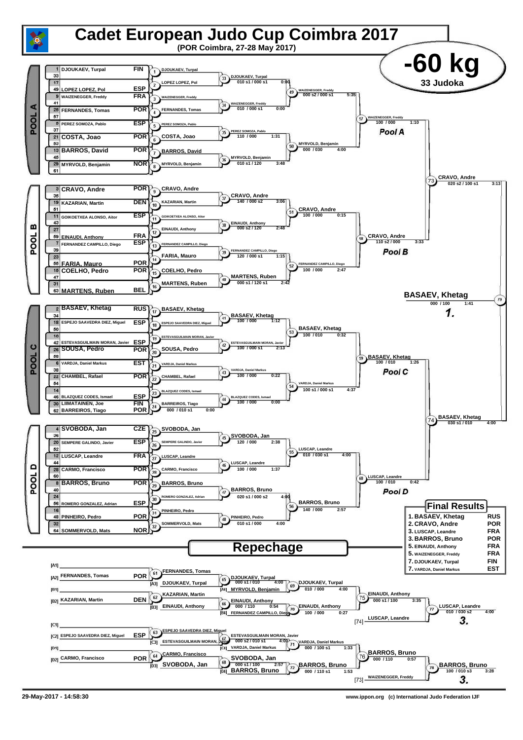# Cadet European Judo Cup Coimbra 2017

**(POR Coimbra, 27-28 May 2017)**

## -60 kg

**33 Judoka**

### POOL A

| Seed | Name | Nation |
|---|---|---|
| 1 | DJOUKAEV, Turpal | FIN |
| 33 | | |
| 17 | | |
| 49 | LOPEZ LOPEZ, Pol | ESP |
| 9 | WAIZENEGGER, Freddy | FRA |
| 41 | | |
| 25 | FERNANDES, Tomas | POR |
| 57 | | |
| 5 | PEREZ SOMOZA, Pablo | ESP |
| 37 | | |
| 21 | COSTA, Joao | POR |
| 53 | | |
| 13 | BARROS, David | POR |
| 45 | | |
| 29 | MYRVOLD, Benjamin | NOR |
| 61 | | |

- (1) DJOUKAEV, Turpal
- (2) LOPEZ LOPEZ, Pol
- (3) WAIZENEGGER, Freddy
- (4) FERNANDES, Tomas
- (5) PEREZ SOMOZA, Pablo
- (6) COSTA, Joao
- (7) BARROS, David
- (8) MYRVOLD, Benjamin
- (33) DJOUKAEV, Turpal — 010 s1 / 000 s1 — 0:00
- (34) WAIZENEGGER, Freddy — 010 / 000 s1 — 0:00
- (35) PEREZ SOMOZA, Pablo — 110 / 000 — 1:31
- (36) MYRVOLD, Benjamin — 010 s1 / 120 — 3:48
- (49) WAIZENEGGER, Freddy — 000 s2 / 000 s1 — 5:35
- (50) MYRVOLD, Benjamin — 000 / 030 — 4:00
- (57) WAIZENEGGER, Freddy — 100 / 000 — 1:10 — **Pool A**

### POOL B

| Seed | Name | Nation |
|---|---|---|
| 3 | CRAVO, Andre | POR |
| 35 | | |
| 19 | KAZARIAN, Martin | DEN |
| 51 | | |
| 11 | GOIKOETXEA ALONSO, Aitor | ESP |
| 43 | | |
| 27 | | |
| 59 | EINAUDI, Anthony | FRA |
| 7 | FERNANDEZ CAMPILLO, Diego | ESP |
| 39 | | |
| 23 | | |
| 55 | FARIA, Mauro | POR |
| 15 | COELHO, Pedro | POR |
| 47 | | |
| 31 | | |
| 63 | MARTENS, Ruben | BEL |

- (9) CRAVO, Andre
- (10) KAZARIAN, Martin
- (11) GOIKOETXEA ALONSO, Aitor
- (12) EINAUDI, Anthony
- (13) FERNANDEZ CAMPILLO, Diego
- (14) FARIA, Mauro
- (15) COELHO, Pedro
- (16) MARTENS, Ruben
- (37) CRAVO, Andre — 140 / 000 s2 — 3:06
- (38) EINAUDI, Anthony — 000 s2 / 120 — 2:48
- (39) FERNANDEZ CAMPILLO, Diego — 120 / 000 s1 — 1:15
- (40) MARTENS, Ruben — 000 s1 / 120 s1 — 2:42
- (51) CRAVO, Andre — 100 / 000 — 0:15
- (52) FERNANDEZ CAMPILLO, Diego — 100 / 000 — 2:47
- (58) CRAVO, Andre — 110 s2 / 000 — 3:33 — **Pool B**

(73) CRAVO, Andre — 020 s2 / 100 s1 — 3:13

### POOL C

| Seed | Name | Nation |
|---|---|---|
| 2 | BASAEV, Khetag | RUS |
| 34 | | |
| 18 | ESPEJO SAAVEDRA DIEZ, Miguel | ESP |
| 50 | | |
| 10 | | |
| 42 | ESTEVASGUILMAIN MORAN, Javier | ESP |
| 26 | SOUSA, Pedro | POR |
| 58 | | |
| 6 | VARDJA, Daniel Markus | EST |
| 38 | | |
| 22 | CHAMBEL, Rafael | POR |
| 54 | | |
| 14 | | |
| 46 | BLAZQUEZ CODES, Ismael | ESP |
| 30 | LIIMATAINEN, Joe | FIN |
| 62 | BARREIROS, Tiago | POR |

- (17) BASAEV, Khetag
- (18) ESPEJO SAAVEDRA DIEZ, Miguel
- (19) ESTEVASGUILMAIN MORAN, Javier
- (20) SOUSA, Pedro
- (21) VARDJA, Daniel Markus
- (22) CHAMBEL, Rafael
- (23) BLAZQUEZ CODES, Ismael
- (24) BARREIROS, Tiago — 000 / 010 s1 — 0:00
- (41) BASAEV, Khetag — 100 / 000 — 1:12
- (42) ESTEVASGUILMAIN MORAN, Javier — 100 / 000 s1 — 2:13
- (43) VARDJA, Daniel Markus — 100 / 000 — 0:22
- (44) BLAZQUEZ CODES, Ismael — 100 / 000 — 0:00
- (53) BASAEV, Khetag — 100 / 010 — 0:32
- (54) VARDJA, Daniel Markus — 100 s1 / 000 s1 — 4:37
- (59) BASAEV, Khetag — 100 / 010 — 1:26 — **Pool C**

### POOL D

| Seed | Name | Nation |
|---|---|---|
| 4 | SVOBODA, Jan | CZE |
| 36 | | |
| 20 | SEMPERE GALINDO, Javier | ESP |
| 52 | | |
| 12 | LUSCAP, Leandre | FRA |
| 44 | | |
| 28 | CARMO, Francisco | POR |
| 60 | | |
| 8 | BARROS, Bruno | POR |
| 40 | | |
| 24 | | |
| 56 | ROMERO GONZALEZ, Adrian | ESP |
| 16 | | |
| 48 | PINHEIRO, Pedro | POR |
| 32 | | |
| 64 | SOMMERVOLD, Mats | NOR |

- (25) SVOBODA, Jan
- (26) SEMPERE GALINDO, Javier
- (27) LUSCAP, Leandre
- (28) CARMO, Francisco
- (29) BARROS, Bruno
- (30) ROMERO GONZALEZ, Adrian
- (31) PINHEIRO, Pedro
- (32) SOMMERVOLD, Mats
- (45) SVOBODA, Jan — 120 / 000 — 2:38
- (46) LUSCAP, Leandre — 100 / 000 — 1:37
- (47) BARROS, Bruno — 020 s1 / 000 s2 — 4:00
- (48) PINHEIRO, Pedro — 010 s1 / 000 — 4:00
- (55) LUSCAP, Leandre — 010 / 030 s1 — 4:00
- (56) BARROS, Bruno — 140 / 000 — 2:57
- (60) LUSCAP, Leandre — 100 / 010 — 0:42 — **Pool D**

(74) BASAEV, Khetag — 030 s1 / 010 — 4:00

### Final

(79) **BASAEV, Khetag** — 000 / 100 — 1:41 — **1.**

## Repechage

- [A1]
- [A2] FERNANDES, Tomas — POR
- (61) FERNANDES, Tomas
- [A3] DJOUKAEV, Turpal
- (65) DJOUKAEV, Turpal — 000 s1 / 010 — 4:00
- [A4] MYRVOLD, Benjamin
- (69) DJOUKAEV, Turpal — 010 / 000 — 4:00
- [B1]
- [B2] KAZARIAN, Martin — DEN
- (62) KAZARIAN, Martin
- [B3] EINAUDI, Anthony
- (66) EINAUDI, Anthony — 000 / 110 — 0:54
- [B4] FERNANDEZ CAMPILLO, Diego
- (70) EINAUDI, Anthony — 100 / 000 — 0:27
- (75) EINAUDI, Anthony — 000 s1 / 100 — 3:35
- [74] LUSCAP, Leandre
- (77) LUSCAP, Leandre — 010 / 030 s2 — 4:00 — **3.**
- [C1]
- [C2] ESPEJO SAAVEDRA DIEZ, Miguel — ESP
- (63) ESPEJO SAAVEDRA DIEZ, Miguel
- [C3] ESTEVASGUILMAIN MORAN, Javier
- (67) ESTEVASGUILMAIN MORAN, Javier — 000 s2 / 010 s1 — 4:00
- [C4] VARDJA, Daniel Markus
- (71) VARDJA, Daniel Markus — 000 / 100 s1 — 1:33
- [D1]
- [D2] CARMO, Francisco — POR
- (64) CARMO, Francisco
- [D3] SVOBODA, Jan
- (68) SVOBODA, Jan — 000 s1 / 100 — 2:57
- [D4] BARROS, Bruno
- (72) BARROS, Bruno — 000 / 110 s1 — 1:53
- (76) BARROS, Bruno — 000 / 110 — 0:57
- [73] WAIZENEGGER, Freddy
- (78) BARROS, Bruno — 100 / 010 s3 — 3:28 — **3.**

## Final Results

| Place | Name | Nation |
|---|---|---|
| 1. | BASAEV, Khetag | RUS |
| 2. | CRAVO, Andre | POR |
| 3. | LUSCAP, Leandre | FRA |
| 3. | BARROS, Bruno | POR |
| 5. | EINAUDI, Anthony | FRA |
| 5. | WAIZENEGGER, Freddy | FRA |
| 7. | DJOUKAEV, Turpal | FIN |
| 7. | VARDJA, Daniel Markus | EST |

29-May-2017 - 14:58:30

www.ippon.org (c) International Judo Federation IJF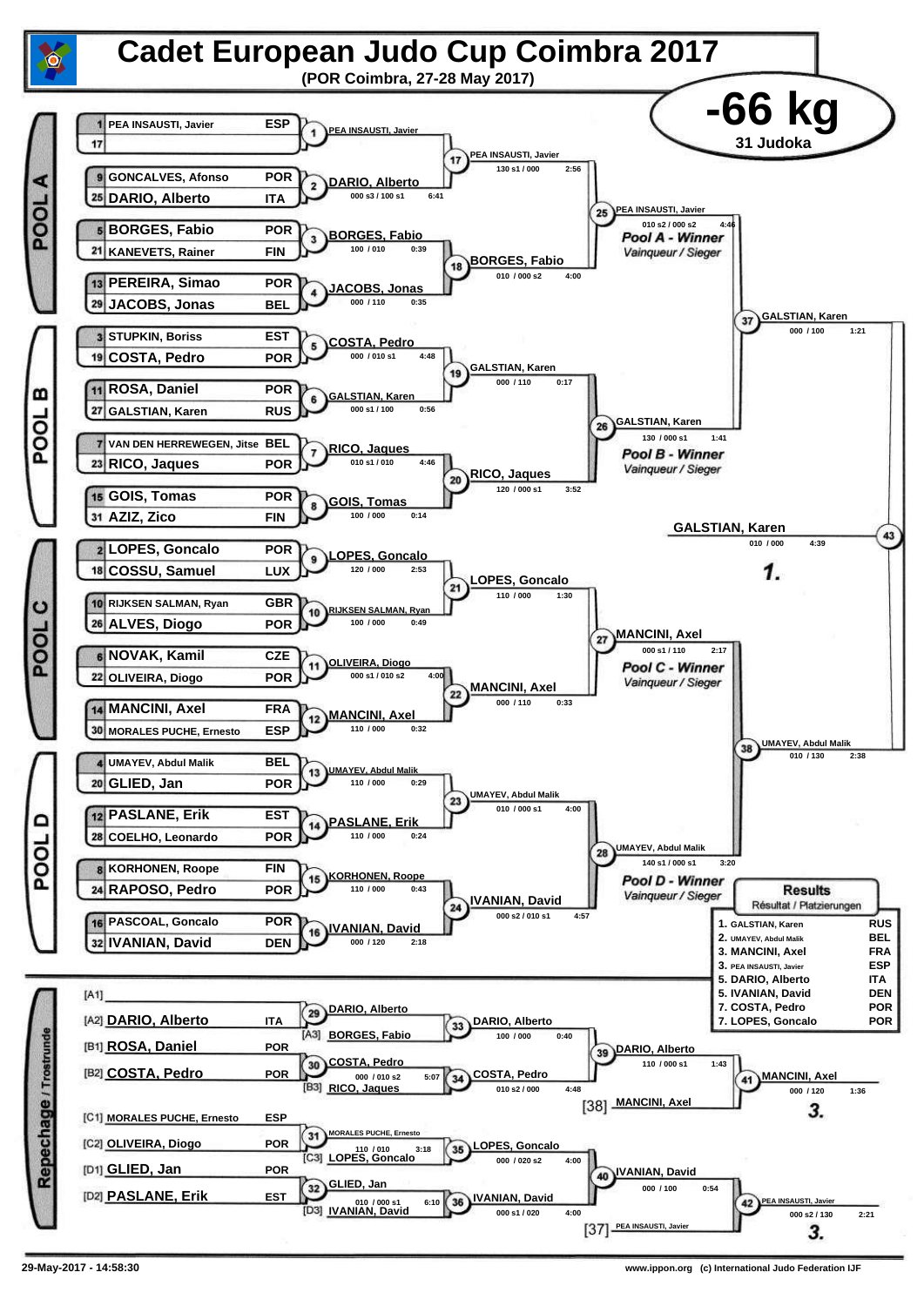# Cadet European Judo Cup Coimbra 2017

**(POR Coimbra, 27-28 May 2017)**

## -66 kg

**31 Judoka**

### POOL A

| Seed | Name | Country |
|---|---|---|
| 1 | PEA INSAUSTI, Javier | ESP |
| 17 | | |
| 9 | GONCALVES, Afonso | POR |
| 25 | DARIO, Alberto | ITA |
| 5 | BORGES, Fabio | POR |
| 21 | KANEVETS, Rainer | FIN |
| 13 | PEREIRA, Simao | POR |
| 29 | JACOBS, Jonas | BEL |

- Contest 1: PEA INSAUSTI, Javier
- Contest 2: DARIO, Alberto — 000 s3 / 100 s1 — 6:41
- Contest 3: BORGES, Fabio — 100 / 010 — 0:39
- Contest 4: JACOBS, Jonas — 000 / 110 — 0:35
- Contest 17: PEA INSAUSTI, Javier — 130 s1 / 000 — 2:56
- Contest 18: BORGES, Fabio — 010 / 000 s2 — 4:00
- Contest 25: PEA INSAUSTI, Javier — 010 s2 / 000 s2 — 4:46 — *Pool A - Winner* / *Vainqueur / Sieger*

### POOL B

| Seed | Name | Country |
|---|---|---|
| 3 | STUPKIN, Boriss | EST |
| 19 | COSTA, Pedro | POR |
| 11 | ROSA, Daniel | POR |
| 27 | GALSTIAN, Karen | RUS |
| 7 | VAN DEN HERREWEGEN, Jitse | BEL |
| 23 | RICO, Jaques | POR |
| 15 | GOIS, Tomas | POR |
| 31 | AZIZ, Zico | FIN |

- Contest 5: COSTA, Pedro — 000 / 010 s1 — 4:48
- Contest 6: GALSTIAN, Karen — 000 s1 / 100 — 0:56
- Contest 7: RICO, Jaques — 010 s1 / 010 — 4:46
- Contest 8: GOIS, Tomas — 100 / 000 — 0:14
- Contest 19: GALSTIAN, Karen — 000 / 110 — 0:17
- Contest 20: RICO, Jaques — 120 / 000 s1 — 3:52
- Contest 26: GALSTIAN, Karen — 130 / 000 s1 — 1:41 — *Pool B - Winner* / *Vainqueur / Sieger*

### POOL C

| Seed | Name | Country |
|---|---|---|
| 2 | LOPES, Goncalo | POR |
| 18 | COSSU, Samuel | LUX |
| 10 | RIJKSEN SALMAN, Ryan | GBR |
| 26 | ALVES, Diogo | POR |
| 6 | NOVAK, Kamil | CZE |
| 22 | OLIVEIRA, Diogo | POR |
| 14 | MANCINI, Axel | FRA |
| 30 | MORALES PUCHE, Ernesto | ESP |

- Contest 9: LOPES, Goncalo — 120 / 000 — 2:53
- Contest 10: RIJKSEN SALMAN, Ryan — 100 / 000 — 0:49
- Contest 11: OLIVEIRA, Diogo — 000 s1 / 010 s2 — 4:00
- Contest 12: MANCINI, Axel — 110 / 000 — 0:32
- Contest 21: LOPES, Goncalo — 110 / 000 — 1:30
- Contest 22: MANCINI, Axel — 000 / 110 — 0:33
- Contest 27: MANCINI, Axel — 000 s1 / 110 — 2:17 — *Pool C - Winner* / *Vainqueur / Sieger*

### POOL D

| Seed | Name | Country |
|---|---|---|
| 4 | UMAYEV, Abdul Malik | BEL |
| 20 | GLIED, Jan | POR |
| 12 | PASLANE, Erik | EST |
| 28 | COELHO, Leonardo | POR |
| 8 | KORHONEN, Roope | FIN |
| 24 | RAPOSO, Pedro | POR |
| 16 | PASCOAL, Goncalo | POR |
| 32 | IVANIAN, David | DEN |

- Contest 13: UMAYEV, Abdul Malik — 110 / 000 — 0:29
- Contest 14: PASLANE, Erik — 110 / 000 — 0:24
- Contest 15: KORHONEN, Roope — 110 / 000 — 0:43
- Contest 16: IVANIAN, David — 000 / 120 — 2:18
- Contest 23: UMAYEV, Abdul Malik — 010 / 000 s1 — 4:00
- Contest 24: IVANIAN, David — 000 s2 / 010 s1 — 4:57
- Contest 28: UMAYEV, Abdul Malik — 140 s1 / 000 s1 — 3:20 — *Pool D - Winner* / *Vainqueur / Sieger*

### Semi-finals and Final

- Contest 37: GALSTIAN, Karen — 000 / 100 — 1:21
- Contest 38: UMAYEV, Abdul Malik — 010 / 130 — 2:38
- Contest 43: GALSTIAN, Karen — 010 / 000 — 4:39 — **1.**

### Repechage / Trostrunde

| Position | Name | Country |
|---|---|---|
| [A1] | | |
| [A2] | DARIO, Alberto | ITA |
| [B1] | ROSA, Daniel | POR |
| [B2] | COSTA, Pedro | POR |
| [C1] | MORALES PUCHE, Ernesto | ESP |
| [C2] | OLIVEIRA, Diogo | POR |
| [D1] | GLIED, Jan | POR |
| [D2] | PASLANE, Erik | EST |

- Contest 29: DARIO, Alberto
- Contest 33: DARIO, Alberto vs [A3] BORGES, Fabio — 100 / 000 — 0:40
- Contest 30: COSTA, Pedro — 000 / 010 s2 — 5:07
- Contest 34: COSTA, Pedro vs [B3] RICO, Jaques — 010 s2 / 000 — 4:48
- Contest 39: DARIO, Alberto — 110 / 000 s1 — 1:43
- Contest 41: MANCINI, Axel [38] — 000 / 120 — 1:36 — **3.**
- Contest 31: MORALES PUCHE, Ernesto — 110 / 010 — 3:18
- Contest 35: LOPES, Goncalo vs [C3] LOPES, Goncalo — 000 / 020 s2 — 4:00
- Contest 32: GLIED, Jan — 010 / 000 s1 — 6:10
- Contest 36: IVANIAN, David vs [D3] IVANIAN, David — 000 s1 / 020 — 4:00
- Contest 40: IVANIAN, David — 000 / 100 — 0:54
- Contest 42: PEA INSAUSTI, Javier [37] — 000 s2 / 130 — 2:21 — **3.**

### Results / Résultat / Platzierungen

| Place | Name | Country |
|---|---|---|
| 1. | GALSTIAN, Karen | RUS |
| 2. | UMAYEV, Abdul Malik | BEL |
| 3. | MANCINI, Axel | FRA |
| 3. | PEA INSAUSTI, Javier | ESP |
| 5. | DARIO, Alberto | ITA |
| 5. | IVANIAN, David | DEN |
| 7. | COSTA, Pedro | POR |
| 7. | LOPES, Goncalo | POR |

29-May-2017 - 14:58:30 — www.ippon.org (c) International Judo Federation IJF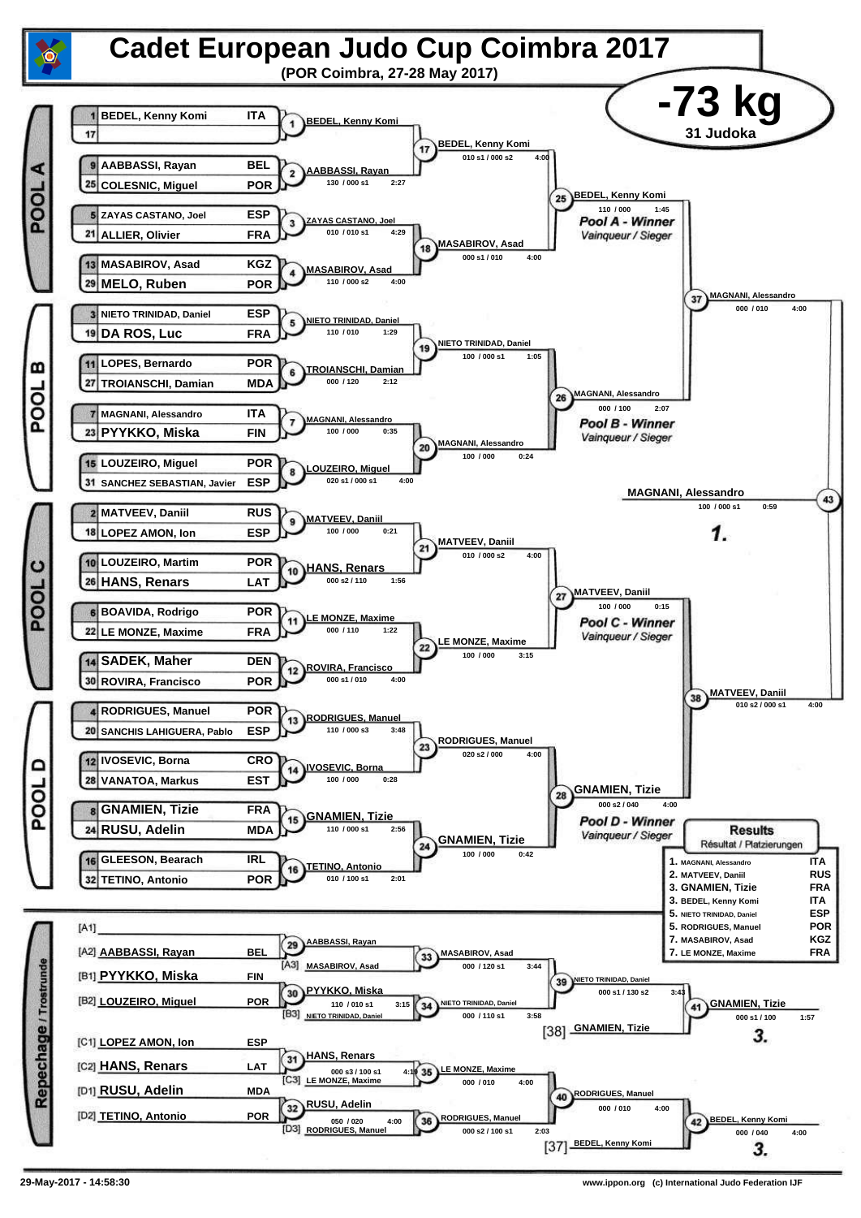# Cadet European Judo Cup Coimbra 2017

**(POR Coimbra, 27-28 May 2017)**

## -73 kg

**31 Judoka**

## POOL A

| Seed | Name | Nation |
|---|---|---|
| 1 | BEDEL, Kenny Komi | ITA |
| 17 | | |
| 9 | AABBASSI, Rayan | BEL |
| 25 | COLESNIC, Miguel | POR |
| 5 | ZAYAS CASTANO, Joel | ESP |
| 21 | ALLIER, Olivier | FRA |
| 13 | MASABIROV, Asad | KGZ |
| 29 | MELO, Ruben | POR |

- 1: BEDEL, Kenny Komi
- 2: AABBASSI, Rayan — 130 / 000 s1 — 2:27
- 3: ZAYAS CASTANO, Joel — 010 / 010 s1 — 4:29
- 4: MASABIROV, Asad — 110 / 000 s2 — 4:00
- 17: BEDEL, Kenny Komi — 010 s1 / 000 s2 — 4:00
- 18: MASABIROV, Asad — 000 s1 / 010 — 4:00
- 25: BEDEL, Kenny Komi — 110 / 000 — 1:45 — *Pool A - Winner / Vainqueur / Sieger*

## POOL B

| Seed | Name | Nation |
|---|---|---|
| 3 | NIETO TRINIDAD, Daniel | ESP |
| 19 | DA ROS, Luc | FRA |
| 11 | LOPES, Bernardo | POR |
| 27 | TROIANSCHI, Damian | MDA |
| 7 | MAGNANI, Alessandro | ITA |
| 23 | PYYKKO, Miska | FIN |
| 15 | LOUZEIRO, Miguel | POR |
| 31 | SANCHEZ SEBASTIAN, Javier | ESP |

- 5: NIETO TRINIDAD, Daniel — 110 / 010 — 1:29
- 6: TROIANSCHI, Damian — 000 / 120 — 2:12
- 7: MAGNANI, Alessandro — 100 / 000 — 0:35
- 8: LOUZEIRO, Miguel — 020 s1 / 000 s1 — 4:00
- 19: NIETO TRINIDAD, Daniel — 100 / 000 s1 — 1:05
- 20: MAGNANI, Alessandro — 100 / 000 — 0:24
- 26: MAGNANI, Alessandro — 000 / 100 — 2:07 — *Pool B - Winner / Vainqueur / Sieger*

## POOL C

| Seed | Name | Nation |
|---|---|---|
| 2 | MATVEEV, Daniil | RUS |
| 18 | LOPEZ AMON, Ion | ESP |
| 10 | LOUZEIRO, Martim | POR |
| 26 | HANS, Renars | LAT |
| 6 | BOAVIDA, Rodrigo | POR |
| 22 | LE MONZE, Maxime | FRA |
| 14 | SADEK, Maher | DEN |
| 30 | ROVIRA, Francisco | POR |

- 9: MATVEEV, Daniil — 100 / 000 — 0:21
- 10: HANS, Renars — 000 s2 / 110 — 1:56
- 11: LE MONZE, Maxime — 000 / 110 — 1:22
- 12: ROVIRA, Francisco — 000 s1 / 010 — 4:00
- 21: MATVEEV, Daniil — 010 / 000 s2 — 4:00
- 22: LE MONZE, Maxime — 100 / 000 — 3:15
- 27: MATVEEV, Daniil — 100 / 000 — 0:15 — *Pool C - Winner / Vainqueur / Sieger*

## POOL D

| Seed | Name | Nation |
|---|---|---|
| 4 | RODRIGUES, Manuel | POR |
| 20 | SANCHIS LAHIGUERA, Pablo | ESP |
| 12 | IVOSEVIC, Borna | CRO |
| 28 | VANATOA, Markus | EST |
| 8 | GNAMIEN, Tizie | FRA |
| 24 | RUSU, Adelin | MDA |
| 16 | GLEESON, Bearach | IRL |
| 32 | TETINO, Antonio | POR |

- 13: RODRIGUES, Manuel — 110 / 000 s3 — 3:48
- 14: IVOSEVIC, Borna — 100 / 000 — 0:28
- 15: GNAMIEN, Tizie — 110 / 000 s1 — 2:56
- 16: TETINO, Antonio — 010 / 100 s1 — 2:01
- 23: RODRIGUES, Manuel — 020 s2 / 000 — 4:00
- 24: GNAMIEN, Tizie — 100 / 000 — 0:42
- 28: GNAMIEN, Tizie — 000 s2 / 040 — 4:00 — *Pool D - Winner / Vainqueur / Sieger*

## Semi-finals and Final

- 37: MAGNANI, Alessandro — 000 / 010 — 4:00
- 38: MATVEEV, Daniil — 010 s2 / 000 s1 — 4:00
- 43: MAGNANI, Alessandro — 100 / 000 s1 — 0:59 — **1.**

## Repechage / Trostrunde

| Pos | Name | Nation |
|---|---|---|
| [A1] | | |
| [A2] | AABBASSI, Rayan | BEL |
| [B1] | PYYKKO, Miska | FIN |
| [B2] | LOUZEIRO, Miguel | POR |
| [C1] | LOPEZ AMON, Ion | ESP |
| [C2] | HANS, Renars | LAT |
| [D1] | RUSU, Adelin | MDA |
| [D2] | TETINO, Antonio | POR |

- 29: AABBASSI, Rayan
- 33: MASABIROV, Asad [A3] — 000 / 120 s1 — 3:44
- 30: PYYKKO, Miska — 110 / 010 s1 — 3:15
- 34: NIETO TRINIDAD, Daniel [B3] — 000 / 110 s1 — 3:58
- 39: NIETO TRINIDAD, Daniel — 000 s1 / 130 s2 — 3:43
- 41: GNAMIEN, Tizie [38] — 000 s1 / 100 — 1:57 — **3.**
- 31: HANS, Renars — 000 s3 / 100 s1 — 4:19
- 35: LE MONZE, Maxime [C3] — 000 / 010 — 4:00
- 32: RUSU, Adelin — 050 / 020 — 4:00
- 36: RODRIGUES, Manuel [D3] — 000 s2 / 100 s1 — 2:03
- 40: RODRIGUES, Manuel — 000 / 010 — 4:00
- 42: BEDEL, Kenny Komi [37] — 000 / 040 — 4:00 — **3.**

## Results / Résultat / Platzierungen

| Place | Name | Nation |
|---|---|---|
| 1. | MAGNANI, Alessandro | ITA |
| 2. | MATVEEV, Daniil | RUS |
| 3. | GNAMIEN, Tizie | FRA |
| 3. | BEDEL, Kenny Komi | ITA |
| 5. | NIETO TRINIDAD, Daniel | ESP |
| 5. | RODRIGUES, Manuel | POR |
| 7. | MASABIROV, Asad | KGZ |
| 7. | LE MONZE, Maxime | FRA |

29-May-2017 - 14:58:30

www.ippon.org (c) International Judo Federation IJF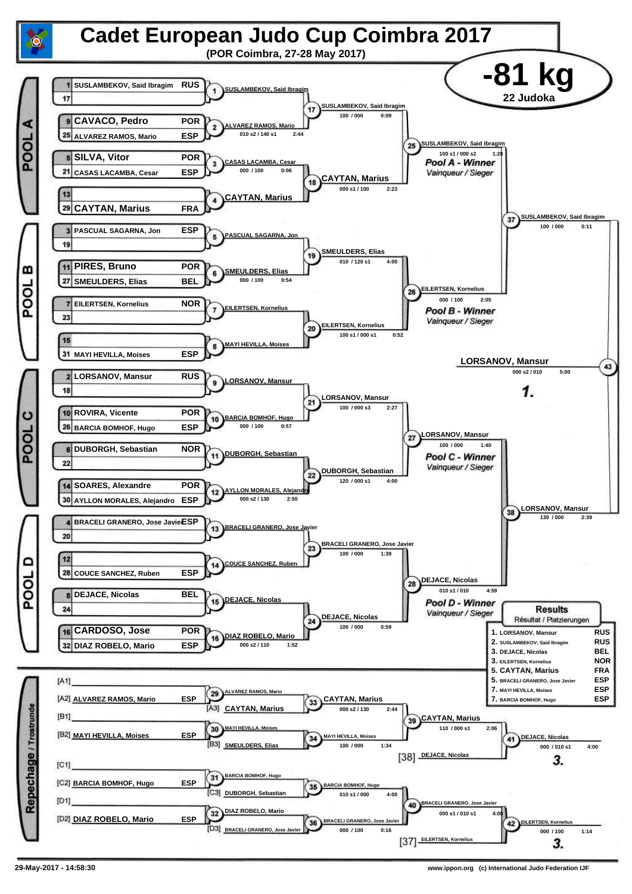# Cadet European Judo Cup Coimbra 2017

(POR Coimbra, 27-28 May 2017)

## -81 kg

22 Judoka

### POOL A

| Seed | Name | Nation |
|---|---|---|
| 1 | SUSLAMBEKOV, Said Ibragim | RUS |
| 17 | | |
| 9 | CAVACO, Pedro | POR |
| 25 | ALVAREZ RAMOS, Mario | ESP |
| 5 | SILVA, Vitor | POR |
| 21 | CASAS LACAMBA, Cesar | ESP |
| 13 | | |
| 29 | CAYTAN, Marius | FRA |

- 1: SUSLAMBEKOV, Said Ibragim
- 2: ALVAREZ RAMOS, Mario — 010 s2 / 140 s1 — 2:44
- 3: CASAS LACAMBA, Cesar — 000 / 100 — 0:06
- 4: CAYTAN, Marius
- 17: SUSLAMBEKOV, Said Ibragim — 100 / 000 — 0:09
- 18: CAYTAN, Marius — 000 s1 / 100 — 2:23
- 25: SUSLAMBEKOV, Said Ibragim — 100 s1 / 000 s2 — 1:28

*Pool A - Winner* / *Vainqueur / Sieger*

### POOL B

| Seed | Name | Nation |
|---|---|---|
| 3 | PASCUAL SAGARNA, Jon | ESP |
| 19 | | |
| 11 | PIRES, Bruno | POR |
| 27 | SMEULDERS, Elias | BEL |
| 7 | EILERTSEN, Kornelius | NOR |
| 23 | | |
| 15 | | |
| 31 | MAYI HEVILLA, Moises | ESP |

- 5: PASCUAL SAGARNA, Jon
- 6: SMEULDERS, Elias — 000 / 100 — 0:54
- 7: EILERTSEN, Kornelius
- 8: MAYI HEVILLA, Moises
- 19: SMEULDERS, Elias — 010 / 120 s1 — 4:00
- 20: EILERTSEN, Kornelius — 100 s1 / 000 s1 — 0:52
- 26: EILERTSEN, Kornelius — 000 / 100 — 2:05

*Pool B - Winner* / *Vainqueur / Sieger*

- 37: SUSLAMBEKOV, Said Ibragim — 100 / 000 — 0:11

### POOL C

| Seed | Name | Nation |
|---|---|---|
| 2 | LORSANOV, Mansur | RUS |
| 18 | | |
| 10 | ROVIRA, Vicente | POR |
| 26 | BARCIA BOMHOF, Hugo | ESP |
| 6 | DUBORGH, Sebastian | NOR |
| 22 | | |
| 14 | SOARES, Alexandre | POR |
| 30 | AYLLON MORALES, Alejandro | ESP |

- 9: LORSANOV, Mansur
- 10: BARCIA BOMHOF, Hugo — 000 / 100 — 0:57
- 11: DUBORGH, Sebastian
- 12: AYLLON MORALES, Alejandro — 000 s2 / 130 — 2:50
- 21: LORSANOV, Mansur — 100 / 000 s3 — 2:27
- 22: DUBORGH, Sebastian — 120 / 000 s1 — 4:00
- 27: LORSANOV, Mansur — 100 / 000 — 1:40

*Pool C - Winner* / *Vainqueur / Sieger*

### POOL D

| Seed | Name | Nation |
|---|---|---|
| 4 | BRACELI GRANERO, Jose Javier | ESP |
| 20 | | |
| 12 | | |
| 28 | COUCE SANCHEZ, Ruben | ESP |
| 8 | DEJACE, Nicolas | BEL |
| 24 | | |
| 16 | CARDOSO, Jose | POR |
| 32 | DIAZ ROBELO, Mario | ESP |

- 13: BRACELI GRANERO, Jose Javier
- 14: COUCE SANCHEZ, Ruben
- 15: DEJACE, Nicolas
- 16: DIAZ ROBELO, Mario — 000 s2 / 110 — 1:52
- 23: BRACELI GRANERO, Jose Javier — 100 / 000 — 1:39
- 24: DEJACE, Nicolas — 100 / 000 — 0:59
- 28: DEJACE, Nicolas — 010 s1 / 010 — 4:59

*Pool D - Winner* / *Vainqueur / Sieger*

- 38: LORSANOV, Mansur — 130 / 000 — 2:39

### Final

- 43: LORSANOV, Mansur — 000 s2 / 010 — 5:00

**1.**

### Repechage / Trostrunde

- [A1] —
- [A2] ALVAREZ RAMOS, Mario — ESP
- [A3] CAYTAN, Marius
- [B1] —
- [B2] MAYI HEVILLA, Moises — ESP
- [B3] SMEULDERS, Elias
- [C1] —
- [C2] BARCIA BOMHOF, Hugo — ESP
- [C3] DUBORGH, Sebastian
- [D1] —
- [D2] DIAZ ROBELO, Mario — ESP
- [D3] BRACELI GRANERO, Jose Javier

- 29: ALVAREZ RAMOS, Mario
- 30: MAYI HEVILLA, Moises
- 31: BARCIA BOMHOF, Hugo
- 32: DIAZ ROBELO, Mario
- 33: CAYTAN, Marius — 000 s2 / 130 — 2:44
- 34: MAYI HEVILLA, Moises — 100 / 000 — 1:34
- 35: BARCIA BOMHOF, Hugo — 010 s1 / 000 — 4:00
- 36: BRACELI GRANERO, Jose Javier — 000 / 100 — 0:16
- 39: CAYTAN, Marius — 110 / 000 s1 — 2:06
- 40: BRACELI GRANERO, Jose Javier — 000 s1 / 010 s1 — 4:00
- [38] DEJACE, Nicolas
- [37] EILERTSEN, Kornelius
- 41: DEJACE, Nicolas — 000 / 010 s1 — 4:00 — **3.**
- 42: EILERTSEN, Kornelius — 000 / 100 — 1:14 — **3.**

### Results

Résultat / Platzierungen

| Place | Name | Nation |
|---|---|---|
| 1. | LORSANOV, Mansur | RUS |
| 2. | SUSLAMBEKOV, Said Ibragim | RUS |
| 3. | DEJACE, Nicolas | BEL |
| 3. | EILERTSEN, Kornelius | NOR |
| 5. | CAYTAN, Marius | FRA |
| 5. | BRACELI GRANERO, Jose Javier | ESP |
| 7. | MAYI HEVILLA, Moises | ESP |
| 7. | BARCIA BOMHOF, Hugo | ESP |

29-May-2017 - 14:58:30

www.ippon.org (c) International Judo Federation IJF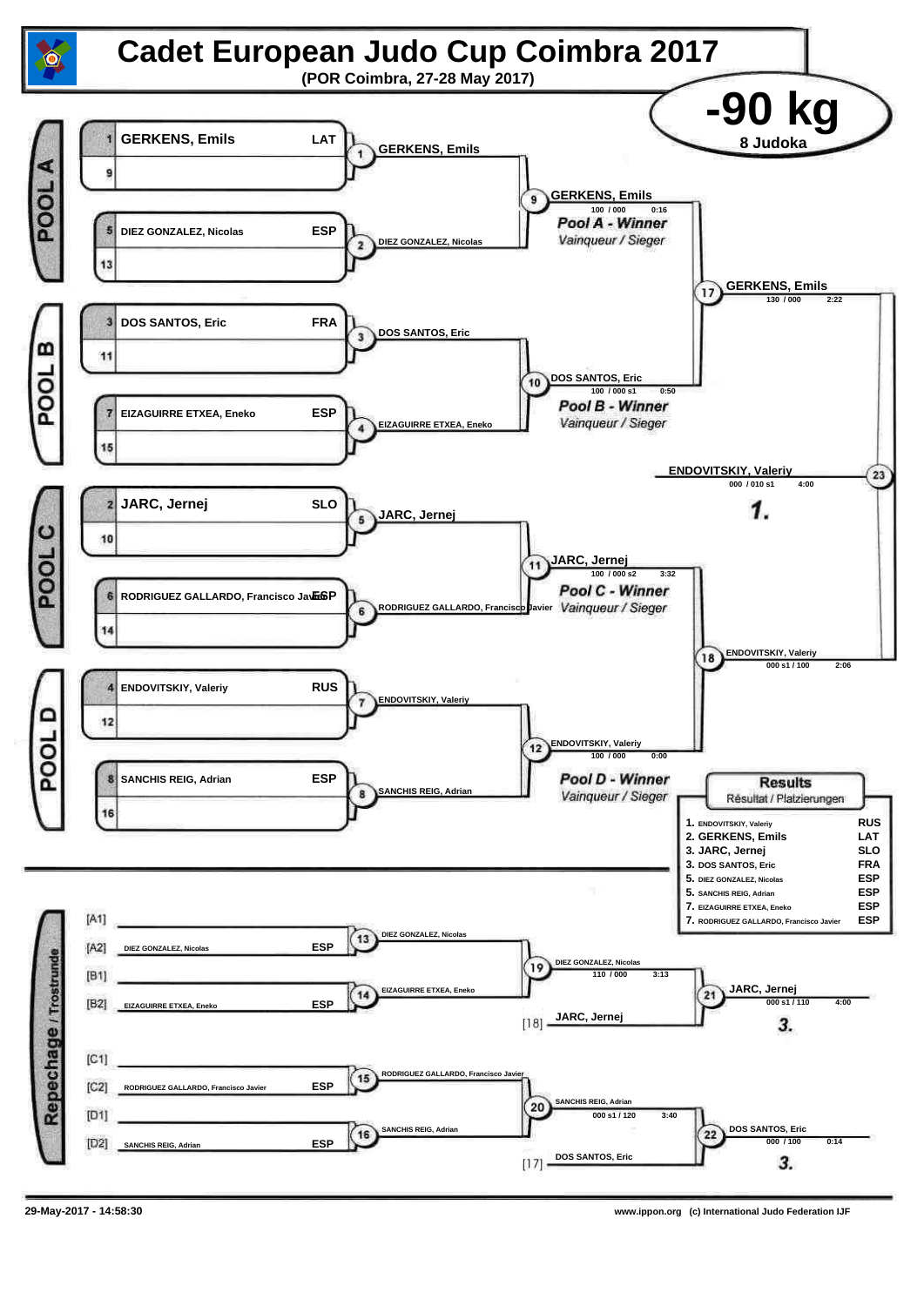# Cadet European Judo Cup Coimbra 2017

(POR Coimbra, 27-28 May 2017)

## -90 kg

8 Judoka

### POOL A

| Seed | Name | Nation |
|---|---|---|
| 1 | GERKENS, Emils | LAT |
| 9 | | |
| 5 | DIEZ GONZALEZ, Nicolas | ESP |
| 13 | | |

- (1) GERKENS, Emils
- (2) DIEZ GONZALEZ, Nicolas
- (9) GERKENS, Emils — 100 / 000 — 0:16

**Pool A - Winner** — *Vainqueur / Sieger*

### POOL B

| Seed | Name | Nation |
|---|---|---|
| 3 | DOS SANTOS, Eric | FRA |
| 11 | | |
| 7 | EIZAGUIRRE ETXEA, Eneko | ESP |
| 15 | | |

- (3) DOS SANTOS, Eric
- (4) EIZAGUIRRE ETXEA, Eneko
- (10) DOS SANTOS, Eric — 100 / 000 s1 — 0:50

**Pool B - Winner** — *Vainqueur / Sieger*

### POOL C

| Seed | Name | Nation |
|---|---|---|
| 2 | JARC, Jernej | SLO |
| 10 | | |
| 6 | RODRIGUEZ GALLARDO, Francisco Javier | ESP |
| 14 | | |

- (5) JARC, Jernej
- (6) RODRIGUEZ GALLARDO, Francisco Javier
- (11) JARC, Jernej — 100 / 000 s2 — 3:32

**Pool C - Winner** — *Vainqueur / Sieger*

### POOL D

| Seed | Name | Nation |
|---|---|---|
| 4 | ENDOVITSKIY, Valeriy | RUS |
| 12 | | |
| 8 | SANCHIS REIG, Adrian | ESP |
| 16 | | |

- (7) ENDOVITSKIY, Valeriy
- (8) SANCHIS REIG, Adrian
- (12) ENDOVITSKIY, Valeriy — 100 / 000 — 0:00

**Pool D - Winner** — *Vainqueur / Sieger*

### Semi-finals / Final

- (17) GERKENS, Emils — 130 / 000 — 2:22
- (18) ENDOVITSKIY, Valeriy — 000 s1 / 100 — 2:06
- (23) ENDOVITSKIY, Valeriy — 000 / 010 s1 — 4:00 — **1.**

### Repechage / Trostrunde

- [A1]
- [A2] DIEZ GONZALEZ, Nicolas — ESP
- [B1]
- [B2] EIZAGUIRRE ETXEA, Eneko — ESP
- [C1]
- [C2] RODRIGUEZ GALLARDO, Francisco Javier — ESP
- [D1]
- [D2] SANCHIS REIG, Adrian — ESP

- (13) DIEZ GONZALEZ, Nicolas
- (14) EIZAGUIRRE ETXEA, Eneko
- (19) DIEZ GONZALEZ, Nicolas — 110 / 000 — 3:13
- [18] JARC, Jernej
- (21) JARC, Jernej — 000 s1 / 110 — 4:00 — **3.**
- (15) RODRIGUEZ GALLARDO, Francisco Javier
- (16) SANCHIS REIG, Adrian
- (20) SANCHIS REIG, Adrian — 000 s1 / 120 — 3:40
- [17] DOS SANTOS, Eric
- (22) DOS SANTOS, Eric — 000 / 100 — 0:14 — **3.**

### Results

Résultat / Platzierungen

| Place | Name | Nation |
|---|---|---|
| 1. | ENDOVITSKIY, Valeriy | RUS |
| 2. | GERKENS, Emils | LAT |
| 3. | JARC, Jernej | SLO |
| 3. | DOS SANTOS, Eric | FRA |
| 5. | DIEZ GONZALEZ, Nicolas | ESP |
| 5. | SANCHIS REIG, Adrian | ESP |
| 7. | EIZAGUIRRE ETXEA, Eneko | ESP |
| 7. | RODRIGUEZ GALLARDO, Francisco Javier | ESP |

29-May-2017 - 14:58:30 — www.ippon.org (c) International Judo Federation IJF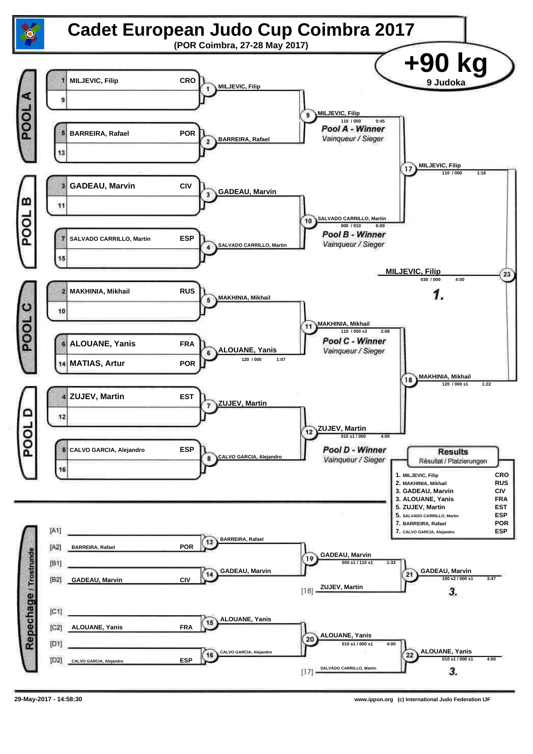# Cadet European Judo Cup Coimbra 2017

(POR Coimbra, 27-28 May 2017)

## +90 kg

9 Judoka

### POOL A

| Seed | Name | Nation |
|---|---|---|
| 1 | MILJEVIC, Filip | CRO |
| 9 | | |
| 5 | BARREIRA, Rafael | POR |
| 13 | | |

- Contest 1: MILJEVIC, Filip
- Contest 2: BARREIRA, Rafael
- Contest 9: MILJEVIC, Filip — 110 / 000 — 0:45

**Pool A - Winner** *Vainqueur / Sieger*

### POOL B

| Seed | Name | Nation |
|---|---|---|
| 3 | GADEAU, Marvin | CIV |
| 11 | | |
| 7 | SALVADO CARRILLO, Martin | ESP |
| 15 | | |

- Contest 3: GADEAU, Marvin
- Contest 4: SALVADO CARRILLO, Martin
- Contest 10: SALVADO CARRILLO, Martin — 000 / 010 — 6:00

**Pool B - Winner** *Vainqueur / Sieger*

### POOL C

| Seed | Name | Nation |
|---|---|---|
| 2 | MAKHINIA, Mikhail | RUS |
| 10 | | |
| 6 | ALOUANE, Yanis | FRA |
| 14 | MATIAS, Artur | POR |

- Contest 5: MAKHINIA, Mikhail
- Contest 6: ALOUANE, Yanis — 120 / 000 — 1:07
- Contest 11: MAKHINIA, Mikhail — 110 / 000 s3 — 2:08

**Pool C - Winner** *Vainqueur / Sieger*

### POOL D

| Seed | Name | Nation |
|---|---|---|
| 4 | ZUJEV, Martin | EST |
| 12 | | |
| 8 | CALVO GARCIA, Alejandro | ESP |
| 16 | | |

- Contest 7: ZUJEV, Martin
- Contest 8: CALVO GARCIA, Alejandro
- Contest 12: ZUJEV, Martin — 010 s1 / 000 — 4:00

**Pool D - Winner** *Vainqueur / Sieger*

### Semi-finals and Final

- Contest 17: MILJEVIC, Filip — 110 / 000 — 1:16
- Contest 18: MAKHINIA, Mikhail — 120 / 000 s1 — 1:22
- Contest 23: MILJEVIC, Filip — 030 / 000 — 4:00 — **1.**

### Repechage / Trostrunde

| Slot | Name | Nation |
|---|---|---|
| [A1] | | |
| [A2] | BARREIRA, Rafael | POR |
| [B1] | | |
| [B2] | GADEAU, Marvin | CIV |
| [C1] | | |
| [C2] | ALOUANE, Yanis | FRA |
| [D1] | | |
| [D2] | CALVO GARCIA, Alejandro | ESP |

- Contest 13: BARREIRA, Rafael
- Contest 14: GADEAU, Marvin
- Contest 19: GADEAU, Marvin — 000 s1 / 110 s1 — 1:33
- Contest 21: GADEAU, Marvin vs [18] ZUJEV, Martin — 100 s2 / 000 s1 — 3:47 — **3.**
- Contest 15: ALOUANE, Yanis
- Contest 16: CALVO GARCIA, Alejandro
- Contest 20: ALOUANE, Yanis — 010 s1 / 000 s1 — 4:00
- Contest 22: ALOUANE, Yanis vs [17] SALVADO CARRILLO, Martin — 010 s1 / 000 s1 — 4:00 — **3.**

### Results

Résultat / Platzierungen

| Place | Name | Nation |
|---|---|---|
| 1. | MILJEVIC, Filip | CRO |
| 2. | MAKHINIA, Mikhail | RUS |
| 3. | GADEAU, Marvin | CIV |
| 3. | ALOUANE, Yanis | FRA |
| 5. | ZUJEV, Martin | EST |
| 5. | SALVADO CARRILLO, Martin | ESP |
| 7. | BARREIRA, Rafael | POR |
| 7. | CALVO GARCIA, Alejandro | ESP |

29-May-2017 - 14:58:30

www.ippon.org (c) International Judo Federation IJF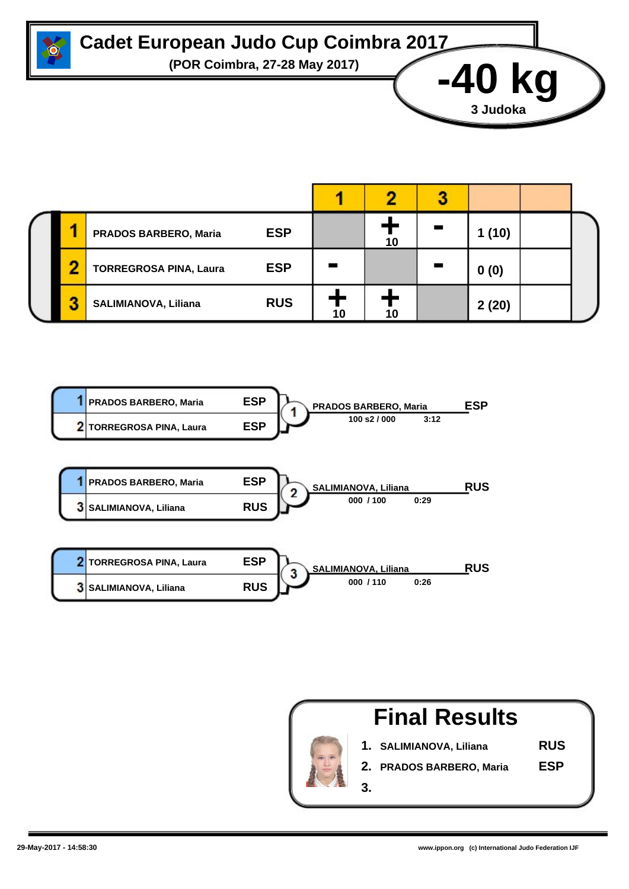# Cadet European Judo Cup Coimbra 2017

**(POR Coimbra, 27-28 May 2017)**

## -40 kg

**3 Judoka**

| | Name | Country | 1 | 2 | 3 | | |
|---|---|---|---|---|---|---|---|
| 1 | PRADOS BARBERO, Maria | ESP | | + 10 | - | 1 (10) | |
| 2 | TORREGROSA PINA, Laura | ESP | - | | - | 0 (0) | |
| 3 | SALIMIANOVA, Liliana | RUS | + 10 | + 10 | | 2 (20) | |

| Contest | Judoka 1 | Judoka 2 | Winner | Score | Time |
|---|---|---|---|---|---|
| 1 | 1 PRADOS BARBERO, Maria ESP | 2 TORREGROSA PINA, Laura ESP | PRADOS BARBERO, Maria ESP | 100 s2 / 000 | 3:12 |
| 2 | 1 PRADOS BARBERO, Maria ESP | 3 SALIMIANOVA, Liliana RUS | SALIMIANOVA, Liliana RUS | 000 / 100 | 0:29 |
| 3 | 2 TORREGROSA PINA, Laura ESP | 3 SALIMIANOVA, Liliana RUS | SALIMIANOVA, Liliana RUS | 000 / 110 | 0:26 |

## Final Results

1. SALIMIANOVA, Liliana RUS
2. PRADOS BARBERO, Maria ESP
3.

29-May-2017 - 14:58:30

www.ippon.org (c) International Judo Federation IJF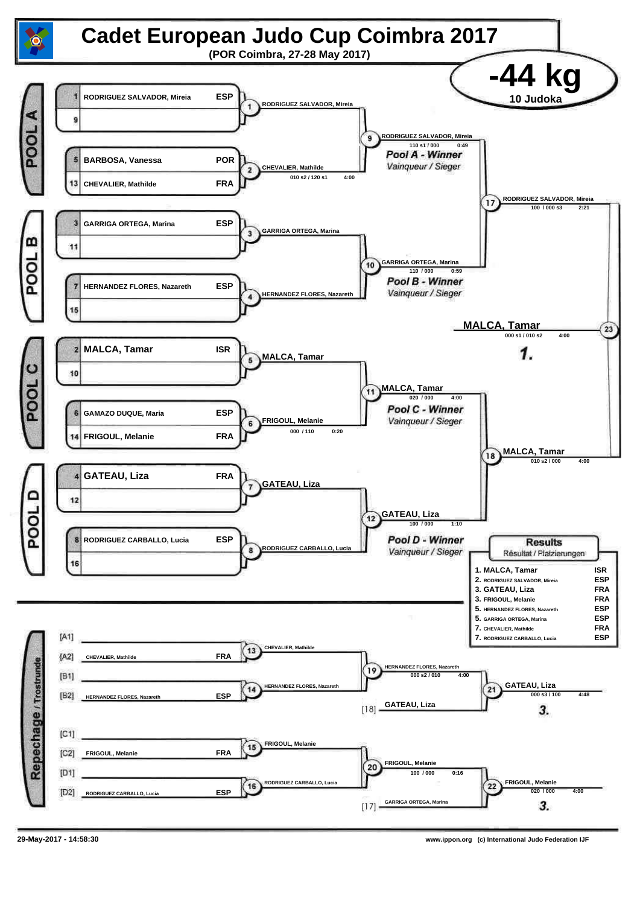# Cadet European Judo Cup Coimbra 2017

**(POR Coimbra, 27-28 May 2017)**

## -44 kg

**10 Judoka**

### POOL A

| Seed | Name | Nation |
|---|---|---|
| 1 | RODRIGUEZ SALVADOR, Mireia | ESP |
| 9 | | |
| 5 | BARBOSA, Vanessa | POR |
| 13 | CHEVALIER, Mathilde | FRA |

- Contest 1: RODRIGUEZ SALVADOR, Mireia
- Contest 2: CHEVALIER, Mathilde — 010 s2 / 120 s1 — 4:00
- Contest 9: RODRIGUEZ SALVADOR, Mireia — 110 s1 / 000 — 0:49

*Pool A - Winner* / Vainqueur / Sieger

### POOL B

| Seed | Name | Nation |
|---|---|---|
| 3 | GARRIGA ORTEGA, Marina | ESP |
| 11 | | |
| 7 | HERNANDEZ FLORES, Nazareth | ESP |
| 15 | | |

- Contest 3: GARRIGA ORTEGA, Marina
- Contest 4: HERNANDEZ FLORES, Nazareth
- Contest 10: GARRIGA ORTEGA, Marina — 110 / 000 — 0:59

*Pool B - Winner* / Vainqueur / Sieger

### POOL C

| Seed | Name | Nation |
|---|---|---|
| 2 | MALCA, Tamar | ISR |
| 10 | | |
| 6 | GAMAZO DUQUE, Maria | ESP |
| 14 | FRIGOUL, Melanie | FRA |

- Contest 5: MALCA, Tamar
- Contest 6: FRIGOUL, Melanie — 000 / 110 — 0:20
- Contest 11: MALCA, Tamar — 020 / 000 — 4:00

*Pool C - Winner* / Vainqueur / Sieger

### POOL D

| Seed | Name | Nation |
|---|---|---|
| 4 | GATEAU, Liza | FRA |
| 12 | | |
| 8 | RODRIGUEZ CARBALLO, Lucia | ESP |
| 16 | | |

- Contest 7: GATEAU, Liza
- Contest 8: RODRIGUEZ CARBALLO, Lucia
- Contest 12: GATEAU, Liza — 100 / 000 — 1:10

*Pool D - Winner* / Vainqueur / Sieger

### Semi-finals and Final

- Contest 17: RODRIGUEZ SALVADOR, Mireia — 100 / 000 s3 — 2:21
- Contest 18: MALCA, Tamar — 010 s2 / 000 — 4:00
- Contest 23: MALCA, Tamar — 000 s1 / 010 s2 — 4:00 — **1.**

### Repechage / Trostrunde

| Slot | Name | Nation |
|---|---|---|
| [A1] | | |
| [A2] | CHEVALIER, Mathilde | FRA |
| [B1] | | |
| [B2] | HERNANDEZ FLORES, Nazareth | ESP |
| [C1] | | |
| [C2] | FRIGOUL, Melanie | FRA |
| [D1] | | |
| [D2] | RODRIGUEZ CARBALLO, Lucia | ESP |

- Contest 13: CHEVALIER, Mathilde
- Contest 14: HERNANDEZ FLORES, Nazareth
- Contest 19: HERNANDEZ FLORES, Nazareth — 000 s2 / 010 — 4:00
- [18] GATEAU, Liza
- Contest 21: GATEAU, Liza — 000 s3 / 100 — 4:48 — **3.**
- Contest 15: FRIGOUL, Melanie
- Contest 16: RODRIGUEZ CARBALLO, Lucia
- Contest 20: FRIGOUL, Melanie — 100 / 000 — 0:16
- [17] GARRIGA ORTEGA, Marina
- Contest 22: FRIGOUL, Melanie — 020 / 000 — 4:00 — **3.**

### Results

Résultat / Platzierungen

| Place | Name | Nation |
|---|---|---|
| 1. | MALCA, Tamar | ISR |
| 2. | RODRIGUEZ SALVADOR, Mireia | ESP |
| 3. | GATEAU, Liza | FRA |
| 3. | FRIGOUL, Melanie | FRA |
| 5. | HERNANDEZ FLORES, Nazareth | ESP |
| 5. | GARRIGA ORTEGA, Marina | ESP |
| 7. | CHEVALIER, Mathilde | FRA |
| 7. | RODRIGUEZ CARBALLO, Lucia | ESP |

29-May-2017 - 14:58:30

www.ippon.org (c) International Judo Federation IJF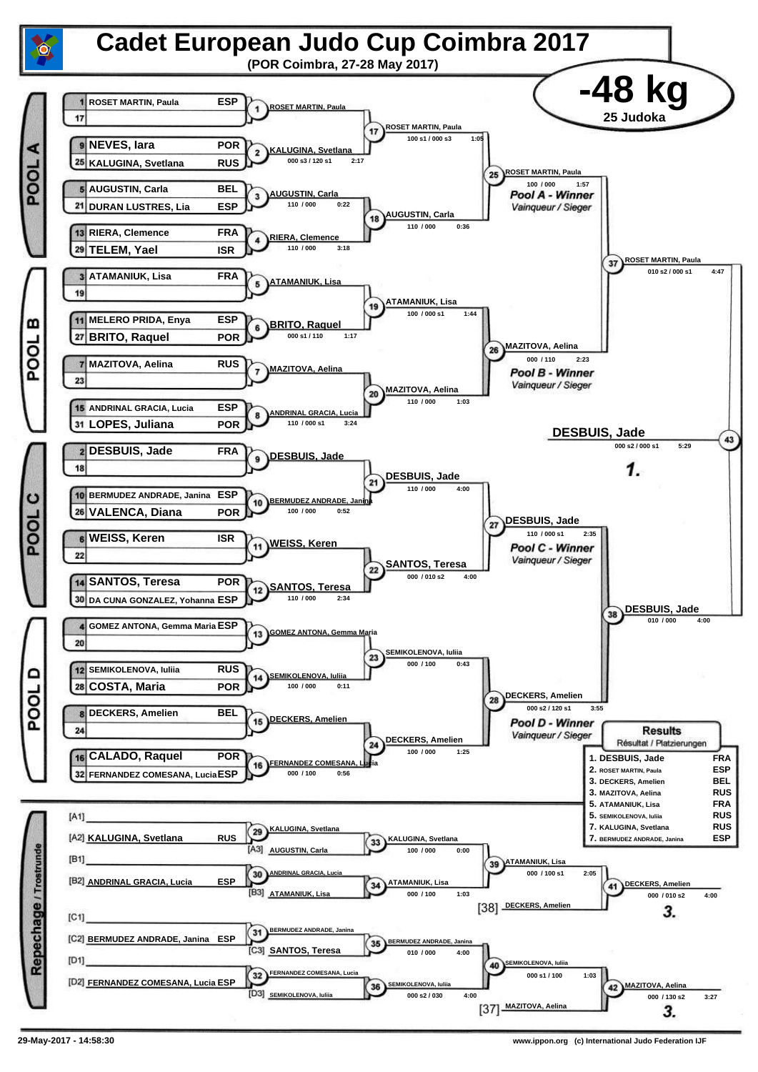# Cadet European Judo Cup Coimbra 2017

**(POR Coimbra, 27-28 May 2017)**

## -48 kg

**25 Judoka**

### POOL A

| Seed | Name | Nation |
|---|---|---|
| 1 | ROSET MARTIN, Paula | ESP |
| 17 | | |
| 9 | NEVES, Iara | POR |
| 25 | KALUGINA, Svetlana | RUS |
| 5 | AUGUSTIN, Carla | BEL |
| 21 | DURAN LUSTRES, Lia | ESP |
| 13 | RIERA, Clemence | FRA |
| 29 | TELEM, Yael | ISR |

| Contest | Winner | Score | Time |
|---|---|---|---|
| 1 | ROSET MARTIN, Paula | | |
| 2 | KALUGINA, Svetlana | 000 s3 / 120 s1 | 2:17 |
| 3 | AUGUSTIN, Carla | 110 / 000 | 0:22 |
| 4 | RIERA, Clemence | 110 / 000 | 3:18 |
| 17 | ROSET MARTIN, Paula | 100 s1 / 000 s3 | 1:05 |
| 18 | AUGUSTIN, Carla | 110 / 000 | 0:36 |
| 25 | ROSET MARTIN, Paula | 100 / 000 | 1:57 |

*Pool A - Winner / Vainqueur / Sieger*

### POOL B

| Seed | Name | Nation |
|---|---|---|
| 3 | ATAMANIUK, Lisa | FRA |
| 19 | | |
| 11 | MELERO PRIDA, Enya | ESP |
| 27 | BRITO, Raquel | POR |
| 7 | MAZITOVA, Aelina | RUS |
| 23 | | |
| 15 | ANDRINAL GRACIA, Lucia | ESP |
| 31 | LOPES, Juliana | POR |

| Contest | Winner | Score | Time |
|---|---|---|---|
| 5 | ATAMANIUK, Lisa | | |
| 6 | BRITO, Raquel | 000 s1 / 110 | 1:17 |
| 7 | MAZITOVA, Aelina | | |
| 8 | ANDRINAL GRACIA, Lucia | 110 / 000 s1 | 3:24 |
| 19 | ATAMANIUK, Lisa | 100 / 000 s1 | 1:44 |
| 20 | MAZITOVA, Aelina | 110 / 000 | 1:03 |
| 26 | MAZITOVA, Aelina | 000 / 110 | 2:23 |

*Pool B - Winner / Vainqueur / Sieger*

### POOL C

| Seed | Name | Nation |
|---|---|---|
| 2 | DESBUIS, Jade | FRA |
| 18 | | |
| 10 | BERMUDEZ ANDRADE, Janina | ESP |
| 26 | VALENCA, Diana | POR |
| 6 | WEISS, Keren | ISR |
| 22 | | |
| 14 | SANTOS, Teresa | POR |
| 30 | DA CUNA GONZALEZ, Yohanna | ESP |

| Contest | Winner | Score | Time |
|---|---|---|---|
| 9 | DESBUIS, Jade | | |
| 10 | BERMUDEZ ANDRADE, Janina | 100 / 000 | 0:52 |
| 11 | WEISS, Keren | | |
| 12 | SANTOS, Teresa | 110 / 000 | 2:34 |
| 21 | DESBUIS, Jade | 110 / 000 | 4:00 |
| 22 | SANTOS, Teresa | 000 / 010 s2 | 4:00 |
| 27 | DESBUIS, Jade | 110 / 000 s1 | 2:35 |

*Pool C - Winner / Vainqueur / Sieger*

### POOL D

| Seed | Name | Nation |
|---|---|---|
| 4 | GOMEZ ANTONA, Gemma Maria | ESP |
| 20 | | |
| 12 | SEMIKOLENOVA, Iuliia | RUS |
| 28 | COSTA, Maria | POR |
| 8 | DECKERS, Amelien | BEL |
| 24 | | |
| 16 | CALADO, Raquel | POR |
| 32 | FERNANDEZ COMESANA, Lucia | ESP |

| Contest | Winner | Score | Time |
|---|---|---|---|
| 13 | GOMEZ ANTONA, Gemma Maria | | |
| 14 | SEMIKOLENOVA, Iuliia | 100 / 000 | 0:11 |
| 15 | DECKERS, Amelien | | |
| 16 | FERNANDEZ COMESANA, Lucia | 000 / 100 | 0:56 |
| 23 | SEMIKOLENOVA, Iuliia | 000 / 100 | 0:43 |
| 24 | DECKERS, Amelien | 100 / 000 | 1:25 |
| 28 | DECKERS, Amelien | 000 s2 / 120 s1 | 3:55 |

*Pool D - Winner / Vainqueur / Sieger*

### Semi-finals and Final

| Contest | Winner | Score | Time |
|---|---|---|---|
| 37 | ROSET MARTIN, Paula | 010 s2 / 000 s1 | 4:47 |
| 38 | DESBUIS, Jade | 010 / 000 | 4:00 |
| 43 | DESBUIS, Jade | 000 s2 / 000 s1 | 5:29 |

**1.** DESBUIS, Jade

### Repechage / Trostrunde

| Contest | Participants | Winner | Score | Time |
|---|---|---|---|---|
| 29 | [A1] – / [A2] KALUGINA, Svetlana RUS | KALUGINA, Svetlana | | |
| 30 | [B1] – / [B2] ANDRINAL GRACIA, Lucia ESP | ANDRINAL GRACIA, Lucia | | |
| 31 | [C1] – / [C2] BERMUDEZ ANDRADE, Janina ESP | BERMUDEZ ANDRADE, Janina | | |
| 32 | [D1] – / [D2] FERNANDEZ COMESANA, Lucia ESP | FERNANDEZ COMESANA, Lucia | | |
| 33 | KALUGINA, Svetlana / [A3] AUGUSTIN, Carla | KALUGINA, Svetlana | 100 / 000 | 0:00 |
| 34 | ANDRINAL GRACIA, Lucia / [B3] ATAMANIUK, Lisa | ATAMANIUK, Lisa | 000 / 100 | 1:03 |
| 35 | BERMUDEZ ANDRADE, Janina / [C3] SANTOS, Teresa | BERMUDEZ ANDRADE, Janina | 010 / 000 | 4:00 |
| 36 | FERNANDEZ COMESANA, Lucia / [D3] SEMIKOLENOVA, Iuliia | SEMIKOLENOVA, Iuliia | 000 s2 / 030 | 4:00 |
| 39 | KALUGINA, Svetlana / ATAMANIUK, Lisa | ATAMANIUK, Lisa | 000 / 100 s1 | 2:05 |
| 40 | BERMUDEZ ANDRADE, Janina / SEMIKOLENOVA, Iuliia | SEMIKOLENOVA, Iuliia | 000 s1 / 100 | 1:03 |
| 41 | ATAMANIUK, Lisa / [38] DECKERS, Amelien | DECKERS, Amelien | 000 / 010 s2 | 4:00 |
| 42 | SEMIKOLENOVA, Iuliia / [37] MAZITOVA, Aelina | MAZITOVA, Aelina | 000 / 130 s2 | 3:27 |

**3.** DECKERS, Amelien
**3.** MAZITOVA, Aelina

### Results / Résultat / Platzierungen

| Place | Name | Nation |
|---|---|---|
| 1. | DESBUIS, Jade | FRA |
| 2. | ROSET MARTIN, Paula | ESP |
| 3. | DECKERS, Amelien | BEL |
| 3. | MAZITOVA, Aelina | RUS |
| 5. | ATAMANIUK, Lisa | FRA |
| 5. | SEMIKOLENOVA, Iuliia | RUS |
| 7. | KALUGINA, Svetlana | RUS |
| 7. | BERMUDEZ ANDRADE, Janina | ESP |

29-May-2017 - 14:58:30

www.ippon.org (c) International Judo Federation IJF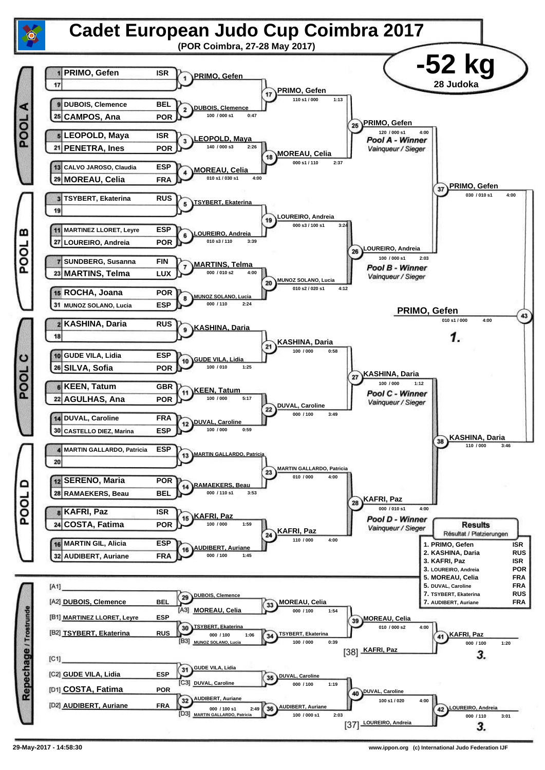# Cadet European Judo Cup Coimbra 2017

**(POR Coimbra, 27-28 May 2017)**

## -52 kg

**28 Judoka**

### POOL A

| No. | Name | Nation |
|---|---|---|
| 1 | PRIMO, Gefen | ISR |
| 17 | | |
| 9 | DUBOIS, Clemence | BEL |
| 25 | CAMPOS, Ana | POR |
| 5 | LEOPOLD, Maya | ISR |
| 21 | PENETRA, Ines | POR |
| 13 | CALVO JAROSO, Claudia | ESP |
| 29 | MOREAU, Celia | FRA |

| Contest | Winner | Score | Time |
|---|---|---|---|
| 1 | PRIMO, Gefen | | |
| 2 | DUBOIS, Clemence | 100 / 000 s1 | 0:47 |
| 3 | LEOPOLD, Maya | 140 / 000 s3 | 2:26 |
| 4 | MOREAU, Celia | 010 s1 / 030 s1 | 4:00 |
| 17 | PRIMO, Gefen | 110 s1 / 000 | 1:13 |
| 18 | MOREAU, Celia | 000 s1 / 110 | 2:37 |
| 25 | PRIMO, Gefen | 120 / 000 s1 | 4:00 |

Pool A - Winner / Vainqueur / Sieger: PRIMO, Gefen

### POOL B

| No. | Name | Nation |
|---|---|---|
| 3 | TSYBERT, Ekaterina | RUS |
| 19 | | |
| 11 | MARTINEZ LLORET, Leyre | ESP |
| 27 | LOUREIRO, Andreia | POR |
| 7 | SUNDBERG, Susanna | FIN |
| 23 | MARTINS, Telma | LUX |
| 15 | ROCHA, Joana | POR |
| 31 | MUNOZ SOLANO, Lucia | ESP |

| Contest | Winner | Score | Time |
|---|---|---|---|
| 5 | TSYBERT, Ekaterina | | |
| 6 | LOUREIRO, Andreia | 010 s3 / 110 | 3:39 |
| 7 | MARTINS, Telma | 000 / 010 s2 | 4:00 |
| 8 | MUNOZ SOLANO, Lucia | 000 / 110 | 2:24 |
| 19 | LOUREIRO, Andreia | 000 s3 / 100 s1 | 3:24 |
| 20 | MUNOZ SOLANO, Lucia | 010 s2 / 020 s1 | 4:12 |
| 26 | LOUREIRO, Andreia | 100 / 000 s1 | 2:03 |

Pool B - Winner / Vainqueur / Sieger: LOUREIRO, Andreia

### POOL C

| No. | Name | Nation |
|---|---|---|
| 2 | KASHINA, Daria | RUS |
| 18 | | |
| 10 | GUDE VILA, Lidia | ESP |
| 26 | SILVA, Sofia | POR |
| 6 | KEEN, Tatum | GBR |
| 22 | AGULHAS, Ana | POR |
| 14 | DUVAL, Caroline | FRA |
| 30 | CASTELLO DIEZ, Marina | ESP |

| Contest | Winner | Score | Time |
|---|---|---|---|
| 9 | KASHINA, Daria | | |
| 10 | GUDE VILA, Lidia | 100 / 010 | 1:25 |
| 11 | KEEN, Tatum | 100 / 000 | 5:17 |
| 12 | DUVAL, Caroline | 100 / 000 | 0:59 |
| 21 | KASHINA, Daria | 100 / 000 | 0:58 |
| 22 | DUVAL, Caroline | 000 / 100 | 3:49 |
| 27 | KASHINA, Daria | 100 / 000 | 1:12 |

Pool C - Winner / Vainqueur / Sieger: KASHINA, Daria

### POOL D

| No. | Name | Nation |
|---|---|---|
| 4 | MARTIN GALLARDO, Patricia | ESP |
| 20 | | |
| 12 | SERENO, Maria | POR |
| 28 | RAMAEKERS, Beau | BEL |
| 8 | KAFRI, Paz | ISR |
| 24 | COSTA, Fatima | POR |
| 16 | MARTIN GIL, Alicia | ESP |
| 32 | AUDIBERT, Auriane | FRA |

| Contest | Winner | Score | Time |
|---|---|---|---|
| 13 | MARTIN GALLARDO, Patricia | | |
| 14 | RAMAEKERS, Beau | 000 / 110 s1 | 3:53 |
| 15 | KAFRI, Paz | 100 / 000 | 1:59 |
| 16 | AUDIBERT, Auriane | 000 / 100 | 1:45 |
| 23 | MARTIN GALLARDO, Patricia | 010 / 100 | 4:00 |
| 24 | KAFRI, Paz | 110 / 000 | 4:00 |
| 28 | KAFRI, Paz | 000 / 010 s1 | 4:00 |

Pool D - Winner / Vainqueur / Sieger: KAFRI, Paz

### Semi-finals and Final

| Contest | Winner | Score | Time |
|---|---|---|---|
| 37 | PRIMO, Gefen | 030 / 010 s1 | 4:00 |
| 38 | KASHINA, Daria | 110 / 000 | 3:46 |
| 43 | PRIMO, Gefen | 010 s1 / 000 | 4:00 |

**1. PRIMO, Gefen**

### Repechage / Trostrunde

| Position | Name | Nation |
|---|---|---|
| [A1] | | |
| [A2] | DUBOIS, Clemence | BEL |
| [A3] | MOREAU, Celia | |
| [B1] | MARTINEZ LLORET, Leyre | ESP |
| [B2] | TSYBERT, Ekaterina | RUS |
| [B3] | MUNOZ SOLANO, Lucia | |
| [C1] | | |
| [C2] | GUDE VILA, Lidia | ESP |
| [C3] | DUVAL, Caroline | |
| [D1] | COSTA, Fatima | POR |
| [D2] | AUDIBERT, Auriane | FRA |
| [D3] | MARTIN GALLARDO, Patricia | |

| Contest | Winner | Score | Time |
|---|---|---|---|
| 29 | DUBOIS, Clemence | | |
| 30 | TSYBERT, Ekaterina | 000 / 100 | 1:06 |
| 31 | GUDE VILA, Lidia | | |
| 32 | AUDIBERT, Auriane | 000 / 100 s1 | 2:49 |
| 33 | MOREAU, Celia | 000 / 100 | 1:54 |
| 34 | TSYBERT, Ekaterina | 100 / 000 | 0:39 |
| 35 | DUVAL, Caroline | 000 / 100 | 1:19 |
| 36 | AUDIBERT, Auriane | 100 / 000 s1 | 2:03 |
| 39 | MOREAU, Celia | 010 / 000 s2 | 4:00 |
| 40 | DUVAL, Caroline | 100 s1 / 020 | 4:00 |
| 41 | KAFRI, Paz [38] | 000 / 100 | 1:20 |
| 42 | LOUREIRO, Andreia [37] | 000 / 110 | 3:01 |

3. KAFRI, Paz
3. LOUREIRO, Andreia

### Results / Résultat / Platzierungen

| Place | Name | Nation |
|---|---|---|
| 1. | PRIMO, Gefen | ISR |
| 2. | KASHINA, Daria | RUS |
| 3. | KAFRI, Paz | ISR |
| 3. | LOUREIRO, Andreia | POR |
| 5. | MOREAU, Celia | FRA |
| 5. | DUVAL, Caroline | FRA |
| 7. | TSYBERT, Ekaterina | RUS |
| 7. | AUDIBERT, Auriane | FRA |

29-May-2017 - 14:58:30 www.ippon.org (c) International Judo Federation IJF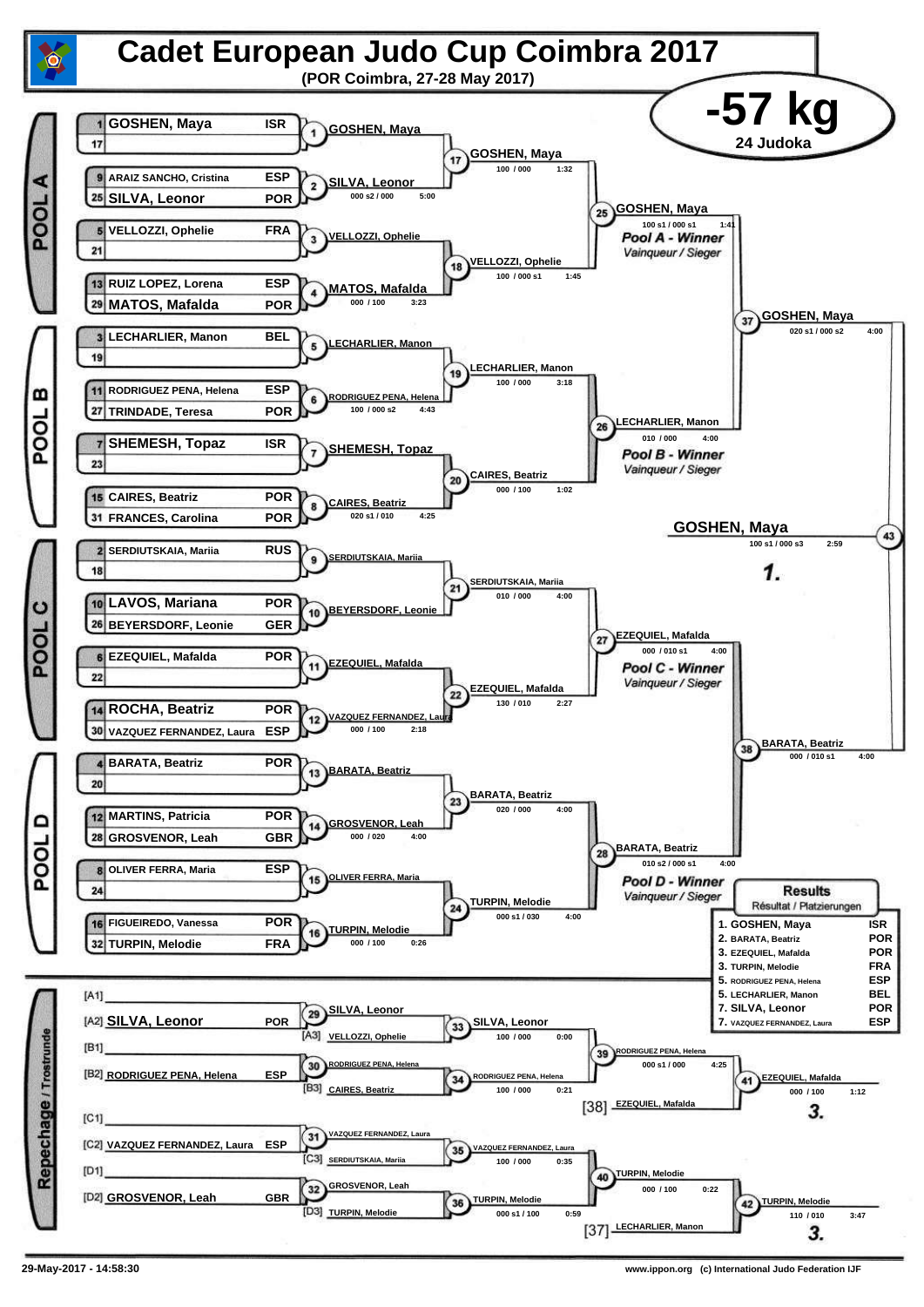# Cadet European Judo Cup Coimbra 2017

**(POR Coimbra, 27-28 May 2017)**

## -57 kg

**24 Judoka**

## POOL A

| Seed | Name | Nation |
|---|---|---|
| 1 | GOSHEN, Maya | ISR |
| 17 | | |
| 9 | ARAIZ SANCHO, Cristina | ESP |
| 25 | SILVA, Leonor | POR |
| 5 | VELLOZZI, Ophelie | FRA |
| 21 | | |
| 13 | RUIZ LOPEZ, Lorena | ESP |
| 29 | MATOS, Mafalda | POR |

- 1: GOSHEN, Maya
- 2: SILVA, Leonor — 000 s2 / 000 — 5:00
- 3: VELLOZZI, Ophelie
- 4: MATOS, Mafalda — 000 / 100 — 3:23
- 17: GOSHEN, Maya — 100 / 000 — 1:32
- 18: VELLOZZI, Ophelie — 100 / 000 s1 — 1:45
- 25: GOSHEN, Maya — 100 s1 / 000 s1 — 1:41 — *Pool A - Winner* / *Vainqueur / Sieger*

## POOL B

| Seed | Name | Nation |
|---|---|---|
| 3 | LECHARLIER, Manon | BEL |
| 19 | | |
| 11 | RODRIGUEZ PENA, Helena | ESP |
| 27 | TRINDADE, Teresa | POR |
| 7 | SHEMESH, Topaz | ISR |
| 23 | | |
| 15 | CAIRES, Beatriz | POR |
| 31 | FRANCES, Carolina | POR |

- 5: LECHARLIER, Manon
- 6: RODRIGUEZ PENA, Helena — 100 / 000 s2 — 4:43
- 7: SHEMESH, Topaz
- 8: CAIRES, Beatriz — 020 s1 / 010 — 4:25
- 19: LECHARLIER, Manon — 100 / 000 — 3:18
- 20: CAIRES, Beatriz — 000 / 100 — 1:02
- 26: LECHARLIER, Manon — 010 / 000 — 4:00 — *Pool B - Winner* / *Vainqueur / Sieger*

- 37: GOSHEN, Maya — 020 s1 / 000 s2 — 4:00

## POOL C

| Seed | Name | Nation |
|---|---|---|
| 2 | SERDIUTSKAIA, Mariia | RUS |
| 18 | | |
| 10 | LAVOS, Mariana | POR |
| 26 | BEYERSDORF, Leonie | GER |
| 6 | EZEQUIEL, Mafalda | POR |
| 22 | | |
| 14 | ROCHA, Beatriz | POR |
| 30 | VAZQUEZ FERNANDEZ, Laura | ESP |

- 9: SERDIUTSKAIA, Mariia
- 10: BEYERSDORF, Leonie
- 11: EZEQUIEL, Mafalda
- 12: VAZQUEZ FERNANDEZ, Laura — 000 / 100 — 2:18
- 21: SERDIUTSKAIA, Mariia — 010 / 000 — 4:00
- 22: EZEQUIEL, Mafalda — 130 / 010 — 2:27
- 27: EZEQUIEL, Mafalda — 000 / 010 s1 — 4:00 — *Pool C - Winner* / *Vainqueur / Sieger*

## POOL D

| Seed | Name | Nation |
|---|---|---|
| 4 | BARATA, Beatriz | POR |
| 20 | | |
| 12 | MARTINS, Patricia | POR |
| 28 | GROSVENOR, Leah | GBR |
| 8 | OLIVER FERRA, Maria | ESP |
| 24 | | |
| 16 | FIGUEIREDO, Vanessa | POR |
| 32 | TURPIN, Melodie | FRA |

- 13: BARATA, Beatriz
- 14: GROSVENOR, Leah — 000 / 020 — 4:00
- 15: OLIVER FERRA, Maria
- 16: TURPIN, Melodie — 000 / 100 — 0:26
- 23: BARATA, Beatriz — 020 / 000 — 4:00
- 24: TURPIN, Melodie — 000 s1 / 030 — 4:00
- 28: BARATA, Beatriz — 010 s2 / 000 s1 — 4:00 — *Pool D - Winner* / *Vainqueur / Sieger*

- 38: BARATA, Beatriz — 000 / 010 s1 — 4:00

## Final

- 43: GOSHEN, Maya — 100 s1 / 000 s3 — 2:59 — **1.**

## Repechage / Trostrunde

- [A1] —
- [A2] SILVA, Leonor — POR
- 29: SILVA, Leonor
- [A3] VELLOZZI, Ophelie
- 33: SILVA, Leonor — 100 / 000 — 0:00
- [B1] —
- [B2] RODRIGUEZ PENA, Helena — ESP
- 30: RODRIGUEZ PENA, Helena
- [B3] CAIRES, Beatriz
- 34: RODRIGUEZ PENA, Helena — 100 / 000 — 0:21
- 39: RODRIGUEZ PENA, Helena — 000 s1 / 000 — 4:25
- [38] EZEQUIEL, Mafalda
- 41: EZEQUIEL, Mafalda — 000 / 100 — 1:12 — **3.**
- [C1] —
- [C2] VAZQUEZ FERNANDEZ, Laura — ESP
- 31: VAZQUEZ FERNANDEZ, Laura
- [C3] SERDIUTSKAIA, Mariia
- 35: VAZQUEZ FERNANDEZ, Laura — 100 / 000 — 0:35
- [D1] —
- [D2] GROSVENOR, Leah — GBR
- 32: GROSVENOR, Leah
- [D3] TURPIN, Melodie
- 36: TURPIN, Melodie — 000 s1 / 100 — 0:59
- 40: TURPIN, Melodie — 000 / 100 — 0:22
- [37] LECHARLIER, Manon
- 42: TURPIN, Melodie — 110 / 010 — 3:47 — **3.**

## Results

Résultat / Platzierungen

| Place | Name | Nation |
|---|---|---|
| 1. | GOSHEN, Maya | ISR |
| 2. | BARATA, Beatriz | POR |
| 3. | EZEQUIEL, Mafalda | POR |
| 3. | TURPIN, Melodie | FRA |
| 5. | RODRIGUEZ PENA, Helena | ESP |
| 5. | LECHARLIER, Manon | BEL |
| 7. | SILVA, Leonor | POR |
| 7. | VAZQUEZ FERNANDEZ, Laura | ESP |

29-May-2017 - 14:58:30

www.ippon.org (c) International Judo Federation IJF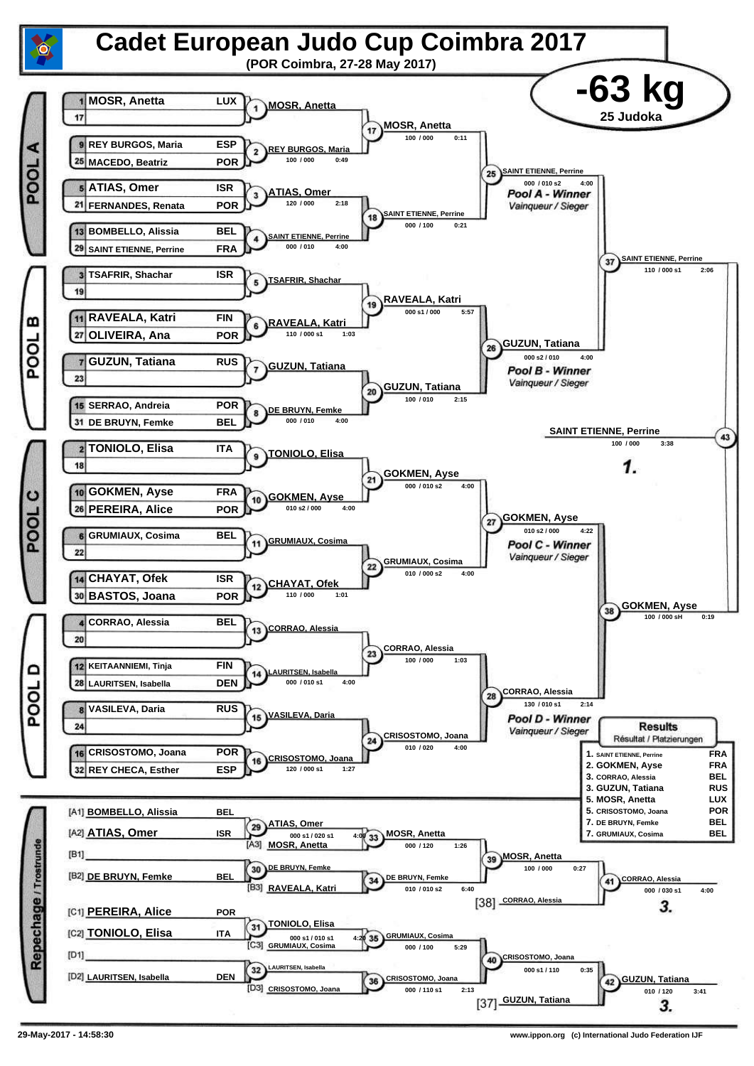# Cadet European Judo Cup Coimbra 2017

**(POR Coimbra, 27-28 May 2017)**

## -63 kg

**25 Judoka**

### POOL A

| Seed | Name | Nation |
|---|---|---|
| 1 | MOSR, Anetta | LUX |
| 17 | | |
| 9 | REY BURGOS, Maria | ESP |
| 25 | MACEDO, Beatriz | POR |
| 5 | ATIAS, Omer | ISR |
| 21 | FERNANDES, Renata | POR |
| 13 | BOMBELLO, Alissia | BEL |
| 29 | SAINT ETIENNE, Perrine | FRA |

- (1) MOSR, Anetta
- (2) REY BURGOS, Maria — 100 / 000 — 0:49
- (3) ATIAS, Omer — 120 / 000 — 2:18
- (4) SAINT ETIENNE, Perrine — 000 / 010 — 4:00
- (17) MOSR, Anetta — 100 / 000 — 0:11
- (18) SAINT ETIENNE, Perrine — 000 / 100 — 0:21
- (25) SAINT ETIENNE, Perrine — 000 / 010 s2 — 4:00

*Pool A - Winner* / *Vainqueur / Sieger*

### POOL B

| Seed | Name | Nation |
|---|---|---|
| 3 | TSAFRIR, Shachar | ISR |
| 19 | | |
| 11 | RAVEALA, Katri | FIN |
| 27 | OLIVEIRA, Ana | POR |
| 7 | GUZUN, Tatiana | RUS |
| 23 | | |
| 15 | SERRAO, Andreia | POR |
| 31 | DE BRUYN, Femke | BEL |

- (5) TSAFRIR, Shachar
- (6) RAVEALA, Katri — 110 / 000 s1 — 1:03
- (7) GUZUN, Tatiana
- (8) DE BRUYN, Femke — 000 / 010 — 4:00
- (19) RAVEALA, Katri — 000 s1 / 000 — 5:57
- (20) GUZUN, Tatiana — 100 / 010 — 2:15
- (26) GUZUN, Tatiana — 000 s2 / 010 — 4:00

*Pool B - Winner* / *Vainqueur / Sieger*

### POOL C

| Seed | Name | Nation |
|---|---|---|
| 2 | TONIOLO, Elisa | ITA |
| 18 | | |
| 10 | GOKMEN, Ayse | FRA |
| 26 | PEREIRA, Alice | POR |
| 6 | GRUMIAUX, Cosima | BEL |
| 22 | | |
| 14 | CHAYAT, Ofek | ISR |
| 30 | BASTOS, Joana | POR |

- (9) TONIOLO, Elisa
- (10) GOKMEN, Ayse — 010 s2 / 000 — 4:00
- (11) GRUMIAUX, Cosima
- (12) CHAYAT, Ofek — 110 / 000 — 1:01
- (21) GOKMEN, Ayse — 000 / 010 s2 — 4:00
- (22) GRUMIAUX, Cosima — 010 / 000 s2 — 4:00
- (27) GOKMEN, Ayse — 010 s2 / 000 — 4:22

*Pool C - Winner* / *Vainqueur / Sieger*

### POOL D

| Seed | Name | Nation |
|---|---|---|
| 4 | CORRAO, Alessia | BEL |
| 20 | | |
| 12 | KEITAANNIEMI, Tinja | FIN |
| 28 | LAURITSEN, Isabella | DEN |
| 8 | VASILEVA, Daria | RUS |
| 24 | | |
| 16 | CRISOSTOMO, Joana | POR |
| 32 | REY CHECA, Esther | ESP |

- (13) CORRAO, Alessia
- (14) LAURITSEN, Isabella — 000 / 010 s1 — 4:00
- (15) VASILEVA, Daria
- (16) CRISOSTOMO, Joana — 120 / 000 s1 — 1:27
- (23) CORRAO, Alessia — 100 / 000 — 1:03
- (24) CRISOSTOMO, Joana — 010 / 020 — 4:00
- (28) CORRAO, Alessia — 130 / 010 s1 — 2:14

*Pool D - Winner* / *Vainqueur / Sieger*

### Semi-finals and Final

- (37) SAINT ETIENNE, Perrine — 110 / 000 s1 — 2:06
- (38) GOKMEN, Ayse — 100 / 000 sH — 0:19
- (43) SAINT ETIENNE, Perrine — 100 / 000 — 3:38 — **1.**

### Repechage / Trostrunde

- [A1] BOMBELLO, Alissia — BEL
- [A2] ATIAS, Omer — ISR
- [B1]
- [B2] DE BRUYN, Femke — BEL
- [C1] PEREIRA, Alice — POR
- [C2] TONIOLO, Elisa — ITA
- [D1]
- [D2] LAURITSEN, Isabella — DEN

- (29) ATIAS, Omer — 000 s1 / 020 s1 — 4:00
- [A3] MOSR, Anetta
- (33) MOSR, Anetta — 000 / 120 — 1:26
- (30) DE BRUYN, Femke
- [B3] RAVEALA, Katri
- (34) DE BRUYN, Femke — 010 / 010 s2 — 6:40
- (39) MOSR, Anetta — 100 / 000 — 0:27
- [38] CORRAO, Alessia
- (41) CORRAO, Alessia — 000 / 030 s1 — 4:00 — **3.**
- (31) TONIOLO, Elisa — 000 s1 / 010 s1 — 4:20
- [C3] GRUMIAUX, Cosima
- (35) GRUMIAUX, Cosima — 000 / 100 — 5:29
- (32) LAURITSEN, Isabella
- [D3] CRISOSTOMO, Joana
- (36) CRISOSTOMO, Joana — 000 / 110 s1 — 2:13
- (40) CRISOSTOMO, Joana — 000 s1 / 110 — 0:35
- [37] GUZUN, Tatiana
- (42) GUZUN, Tatiana — 010 / 120 — 3:41 — **3.**

### Results

Résultat / Platzierungen

| Place | Name | Nation |
|---|---|---|
| 1. | SAINT ETIENNE, Perrine | FRA |
| 2. | GOKMEN, Ayse | FRA |
| 3. | CORRAO, Alessia | BEL |
| 3. | GUZUN, Tatiana | RUS |
| 5. | MOSR, Anetta | LUX |
| 5. | CRISOSTOMO, Joana | POR |
| 7. | DE BRUYN, Femke | BEL |
| 7. | GRUMIAUX, Cosima | BEL |

29-May-2017 - 14:58:30

www.ippon.org (c) International Judo Federation IJF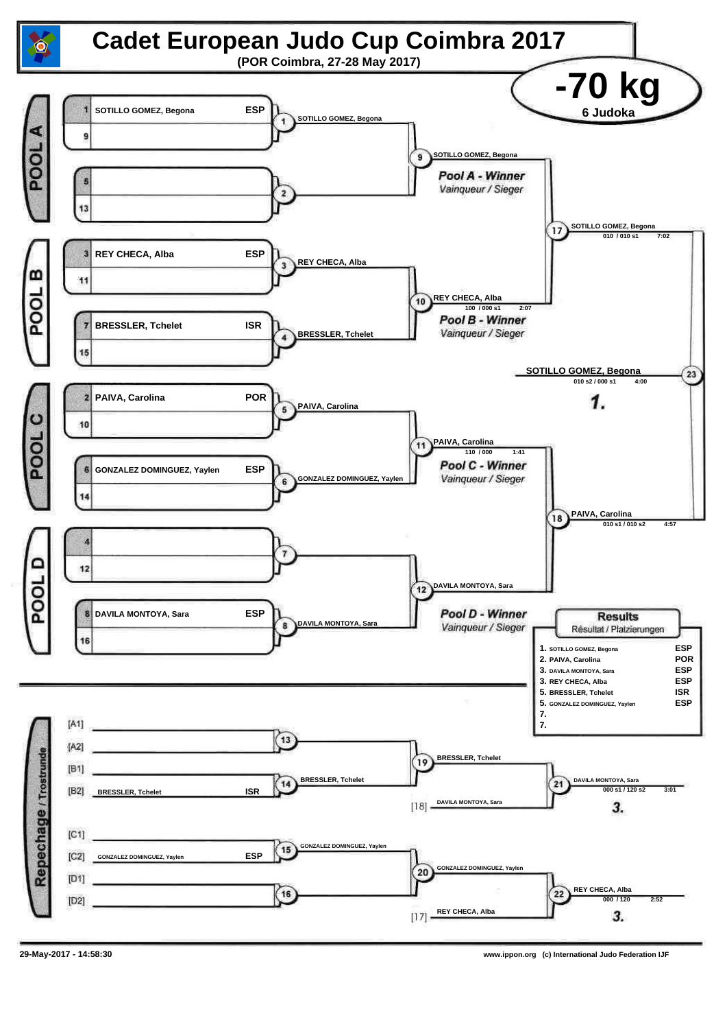# Cadet European Judo Cup Coimbra 2017

**(POR Coimbra, 27-28 May 2017)**

## -70 kg

**6 Judoka**

### POOL A

| Seed | Name | Nation |
|---|---|---|
| 1 | SOTILLO GOMEZ, Begona | ESP |
| 9 | | |
| 5 | | |
| 13 | | |

- 1: SOTILLO GOMEZ, Begona
- 2:
- 9: SOTILLO GOMEZ, Begona — *Pool A - Winner* / Vainqueur / Sieger

### POOL B

| Seed | Name | Nation |
|---|---|---|
| 3 | REY CHECA, Alba | ESP |
| 11 | | |
| 7 | BRESSLER, Tchelet | ISR |
| 15 | | |

- 3: REY CHECA, Alba
- 4: BRESSLER, Tchelet
- 10: REY CHECA, Alba — 100 / 000 s1 — 2:07 — *Pool B - Winner* / Vainqueur / Sieger

### POOL C

| Seed | Name | Nation |
|---|---|---|
| 2 | PAIVA, Carolina | POR |
| 10 | | |
| 6 | GONZALEZ DOMINGUEZ, Yaylen | ESP |
| 14 | | |

- 5: PAIVA, Carolina
- 6: GONZALEZ DOMINGUEZ, Yaylen
- 11: PAIVA, Carolina — 110 / 000 — 1:41 — *Pool C - Winner* / Vainqueur / Sieger

### POOL D

| Seed | Name | Nation |
|---|---|---|
| 4 | | |
| 12 | | |
| 8 | DAVILA MONTOYA, Sara | ESP |
| 16 | | |

- 7:
- 8: DAVILA MONTOYA, Sara
- 12: DAVILA MONTOYA, Sara — *Pool D - Winner* / Vainqueur / Sieger

### Semi-finals and Final

- 17: SOTILLO GOMEZ, Begona — 010 / 010 s1 — 7:02
- 18: PAIVA, Carolina — 010 s1 / 010 s2 — 4:57
- 23: **SOTILLO GOMEZ, Begona** — 010 s2 / 000 s1 — 4:00 — **1.**

### Repechage / Trostrunde

| Position | Name | Nation |
|---|---|---|
| [A1] | | |
| [A2] | | |
| [B1] | | |
| [B2] | BRESSLER, Tchelet | ISR |
| [C1] | | |
| [C2] | GONZALEZ DOMINGUEZ, Yaylen | ESP |
| [D1] | | |
| [D2] | | |

- 13:
- 14: BRESSLER, Tchelet
- 15: GONZALEZ DOMINGUEZ, Yaylen
- 16:
- 19: BRESSLER, Tchelet
- [18] DAVILA MONTOYA, Sara
- 21: DAVILA MONTOYA, Sara — 000 s1 / 120 s2 — 3:01 — **3.**
- 20: GONZALEZ DOMINGUEZ, Yaylen
- [17] REY CHECA, Alba
- 22: REY CHECA, Alba — 000 / 120 — 2:52 — **3.**

### Results

Résultat / Platzierungen

| Place | Name | Nation |
|---|---|---|
| 1. | SOTILLO GOMEZ, Begona | ESP |
| 2. | PAIVA, Carolina | POR |
| 3. | DAVILA MONTOYA, Sara | ESP |
| 3. | REY CHECA, Alba | ESP |
| 5. | BRESSLER, Tchelet | ISR |
| 5. | GONZALEZ DOMINGUEZ, Yaylen | ESP |
| 7. | | |
| 7. | | |

29-May-2017 - 14:58:30

www.ippon.org (c) International Judo Federation IJF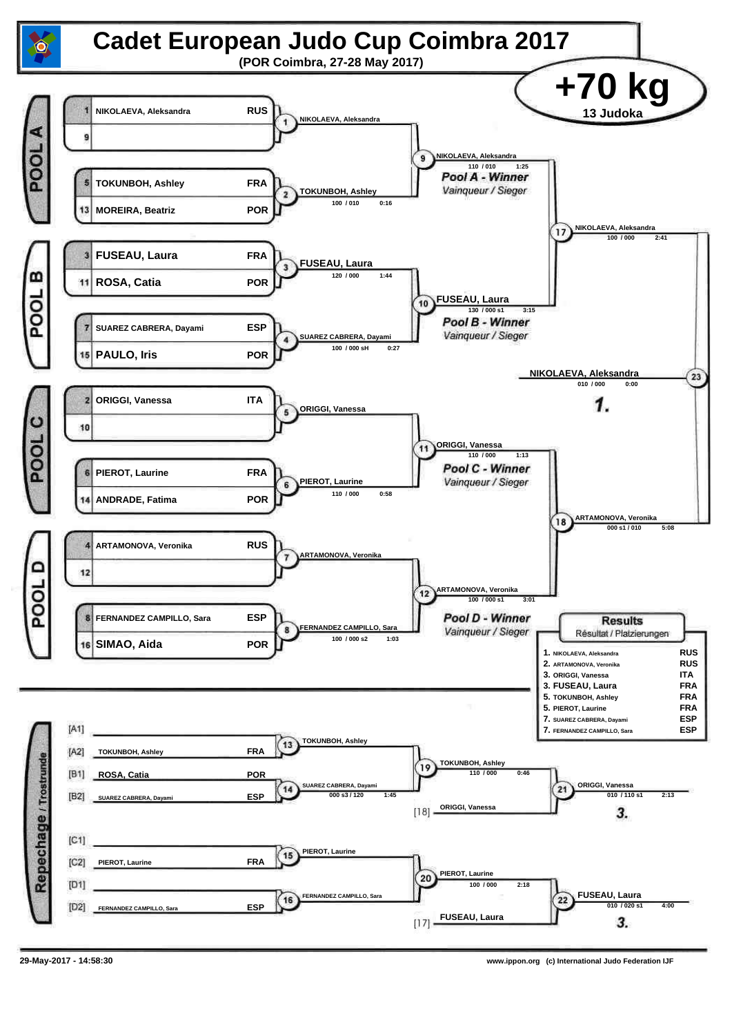# Cadet European Judo Cup Coimbra 2017

(POR Coimbra, 27-28 May 2017)

## +70 kg

13 Judoka

### POOL A

| Seed | Name | Nation |
|---|---|---|
| 1 | NIKOLAEVA, Aleksandra | RUS |
| 9 | | |
| 5 | TOKUNBOH, Ashley | FRA |
| 13 | MOREIRA, Beatriz | POR |

- Contest 1: NIKOLAEVA, Aleksandra
- Contest 2: TOKUNBOH, Ashley — 100 / 010 — 0:16
- Contest 9: NIKOLAEVA, Aleksandra — 110 / 010 — 1:25

*Pool A - Winner*
*Vainqueur / Sieger*

### POOL B

| Seed | Name | Nation |
|---|---|---|
| 3 | FUSEAU, Laura | FRA |
| 11 | ROSA, Catia | POR |
| 7 | SUAREZ CABRERA, Dayami | ESP |
| 15 | PAULO, Iris | POR |

- Contest 3: FUSEAU, Laura — 120 / 000 — 1:44
- Contest 4: SUAREZ CABRERA, Dayami — 100 / 000 sH — 0:27
- Contest 10: FUSEAU, Laura — 130 / 000 s1 — 3:15

*Pool B - Winner*
*Vainqueur / Sieger*

- Contest 17: NIKOLAEVA, Aleksandra — 100 / 000 — 2:41

### POOL C

| Seed | Name | Nation |
|---|---|---|
| 2 | ORIGGI, Vanessa | ITA |
| 10 | | |
| 6 | PIEROT, Laurine | FRA |
| 14 | ANDRADE, Fatima | POR |

- Contest 5: ORIGGI, Vanessa
- Contest 6: PIEROT, Laurine — 110 / 000 — 0:58
- Contest 11: ORIGGI, Vanessa — 110 / 000 — 1:13

*Pool C - Winner*
*Vainqueur / Sieger*

### POOL D

| Seed | Name | Nation |
|---|---|---|
| 4 | ARTAMONOVA, Veronika | RUS |
| 12 | | |
| 8 | FERNANDEZ CAMPILLO, Sara | ESP |
| 16 | SIMAO, Aida | POR |

- Contest 7: ARTAMONOVA, Veronika
- Contest 8: FERNANDEZ CAMPILLO, Sara — 100 / 000 s2 — 1:03
- Contest 12: ARTAMONOVA, Veronika — 100 / 000 s1 — 3:01

*Pool D - Winner*
*Vainqueur / Sieger*

- Contest 18: ARTAMONOVA, Veronika — 000 s1 / 010 — 5:08

### Final

- Contest 23: NIKOLAEVA, Aleksandra — 010 / 000 — 0:00

**1.**

### Repechage / Trostrunde

| Slot | Name | Nation |
|---|---|---|
| [A1] | | |
| [A2] | TOKUNBOH, Ashley | FRA |
| [B1] | ROSA, Catia | POR |
| [B2] | SUAREZ CABRERA, Dayami | ESP |
| [C1] | | |
| [C2] | PIEROT, Laurine | FRA |
| [D1] | | |
| [D2] | FERNANDEZ CAMPILLO, Sara | ESP |

- Contest 13: TOKUNBOH, Ashley
- Contest 14: SUAREZ CABRERA, Dayami — 000 s3 / 120 — 1:45
- Contest 19: TOKUNBOH, Ashley — 110 / 000 — 0:46
- [18] ORIGGI, Vanessa
- Contest 21: ORIGGI, Vanessa — 010 / 110 s1 — 2:13 — **3.**
- Contest 15: PIEROT, Laurine
- Contest 16: FERNANDEZ CAMPILLO, Sara
- Contest 20: PIEROT, Laurine — 100 / 000 — 2:18
- [17] FUSEAU, Laura
- Contest 22: FUSEAU, Laura — 010 / 020 s1 — 4:00 — **3.**

### Results
Résultat / Platzierungen

| Place | Name | Nation |
|---|---|---|
| 1. | NIKOLAEVA, Aleksandra | RUS |
| 2. | ARTAMONOVA, Veronika | RUS |
| 3. | ORIGGI, Vanessa | ITA |
| 3. | FUSEAU, Laura | FRA |
| 5. | TOKUNBOH, Ashley | FRA |
| 5. | PIEROT, Laurine | FRA |
| 7. | SUAREZ CABRERA, Dayami | ESP |
| 7. | FERNANDEZ CAMPILLO, Sara | ESP |

29-May-2017 - 14:58:30

www.ippon.org (c) International Judo Federation IJF